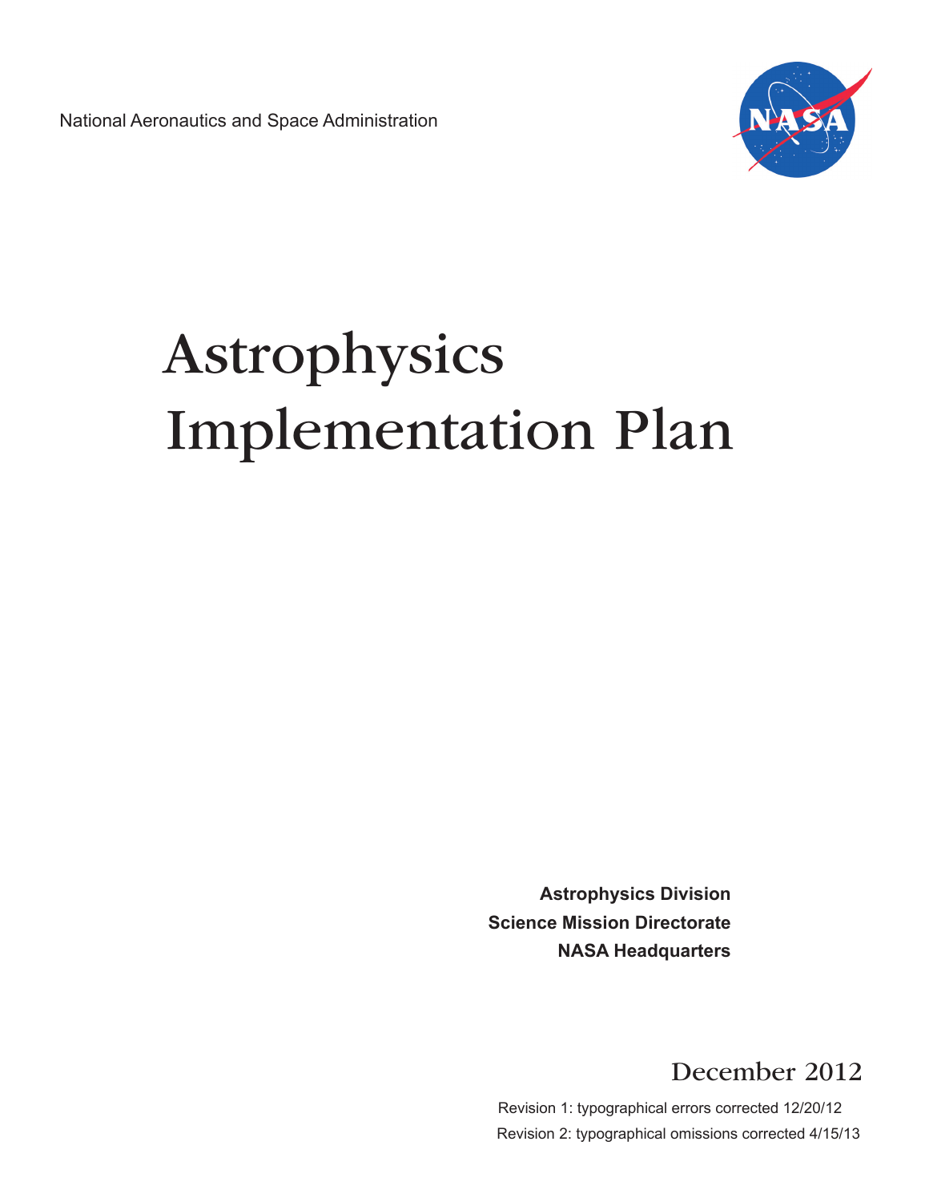National Aeronautics and Space Administration

# Astrophysics Implementation Plan

**Astrophysics Division**
**Science Mission Directorate**
**NASA Headquarters**

December 2012

Revision 1: typographical errors corrected 12/20/12
Revision 2: typographical omissions corrected 4/15/13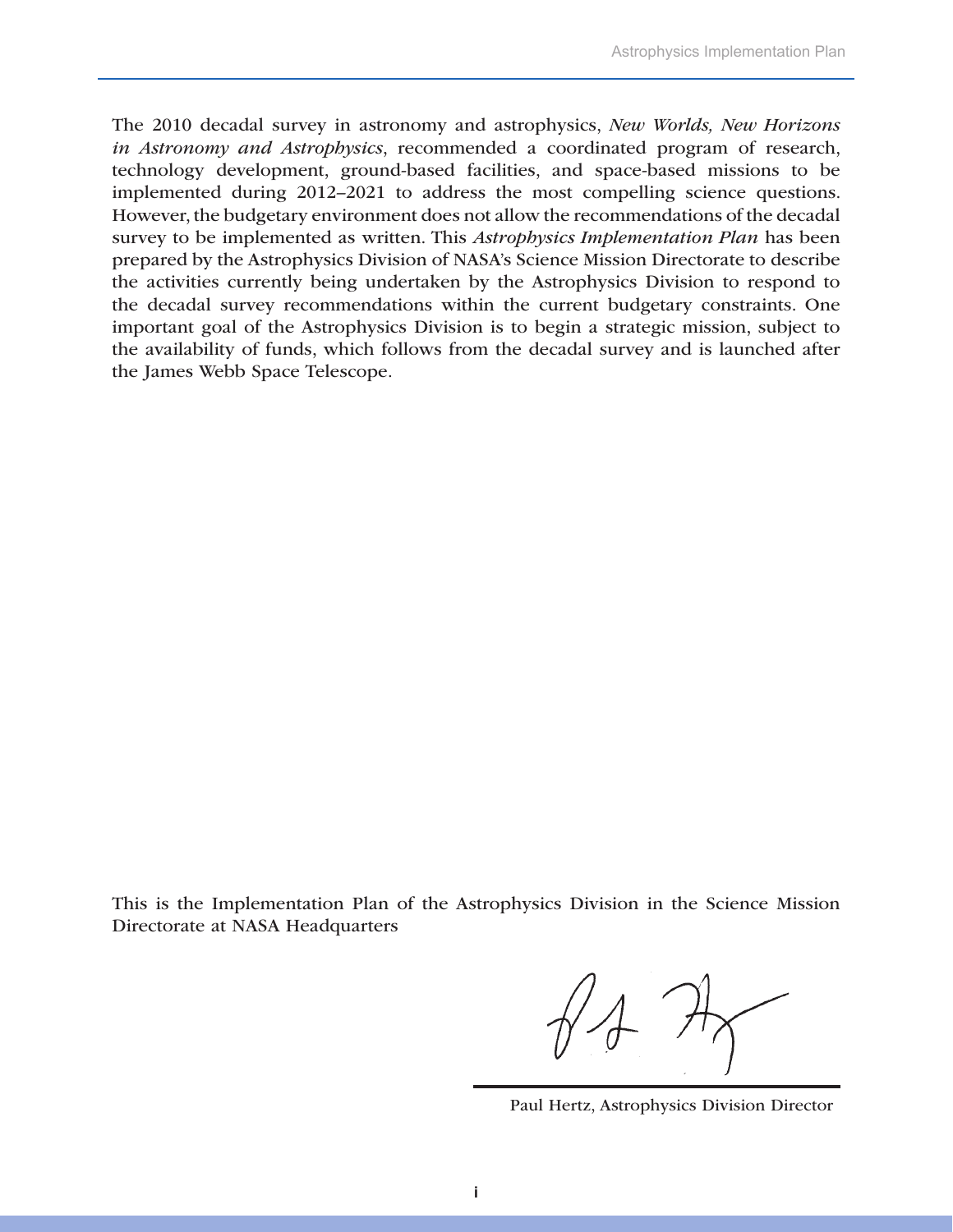The 2010 decadal survey in astronomy and astrophysics, *New Worlds, New Horizons in Astronomy and Astrophysics*, recommended a coordinated program of research, technology development, ground-based facilities, and space-based missions to be implemented during 2012–2021 to address the most compelling science questions. However, the budgetary environment does not allow the recommendations of the decadal survey to be implemented as written. This *Astrophysics Implementation Plan* has been prepared by the Astrophysics Division of NASA's Science Mission Directorate to describe the activities currently being undertaken by the Astrophysics Division to respond to the decadal survey recommendations within the current budgetary constraints. One important goal of the Astrophysics Division is to begin a strategic mission, subject to the availability of funds, which follows from the decadal survey and is launched after the James Webb Space Telescope.

This is the Implementation Plan of the Astrophysics Division in the Science Mission Directorate at NASA Headquarters

Paul Hertz, Astrophysics Division Director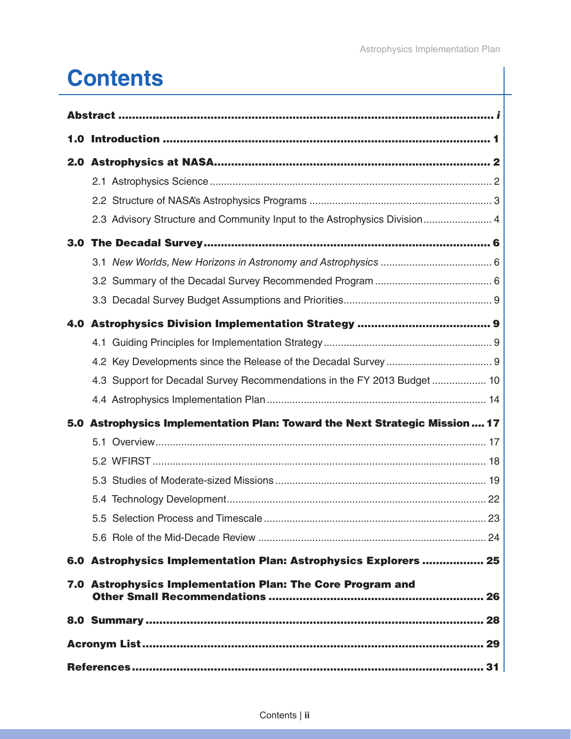# Contents

**Abstract** ........ *i*

**1.0 Introduction** ........ **1**

**2.0 Astrophysics at NASA** ........ **2**

- 2.1 Astrophysics Science ........ 2
- 2.2 Structure of NASA's Astrophysics Programs ........ 3
- 2.3 Advisory Structure and Community Input to the Astrophysics Division ........ 4

**3.0 The Decadal Survey** ........ **6**

- 3.1 *New Worlds, New Horizons in Astronomy and Astrophysics* ........ 6
- 3.2 Summary of the Decadal Survey Recommended Program ........ 6
- 3.3 Decadal Survey Budget Assumptions and Priorities ........ 9

**4.0 Astrophysics Division Implementation Strategy** ........ **9**

- 4.1 Guiding Principles for Implementation Strategy ........ 9
- 4.2 Key Developments since the Release of the Decadal Survey ........ 9
- 4.3 Support for Decadal Survey Recommendations in the FY 2013 Budget ........ 10
- 4.4 Astrophysics Implementation Plan ........ 14

**5.0 Astrophysics Implementation Plan: Toward the Next Strategic Mission** ........ **17**

- 5.1 Overview ........ 17
- 5.2 WFIRST ........ 18
- 5.3 Studies of Moderate-sized Missions ........ 19
- 5.4 Technology Development ........ 22
- 5.5 Selection Process and Timescale ........ 23
- 5.6 Role of the Mid-Decade Review ........ 24

**6.0 Astrophysics Implementation Plan: Astrophysics Explorers** ........ **25**

**7.0 Astrophysics Implementation Plan: The Core Program and Other Small Recommendations** ........ **26**

**8.0 Summary** ........ **28**

**Acronym List** ........ **29**

**References** ........ **31**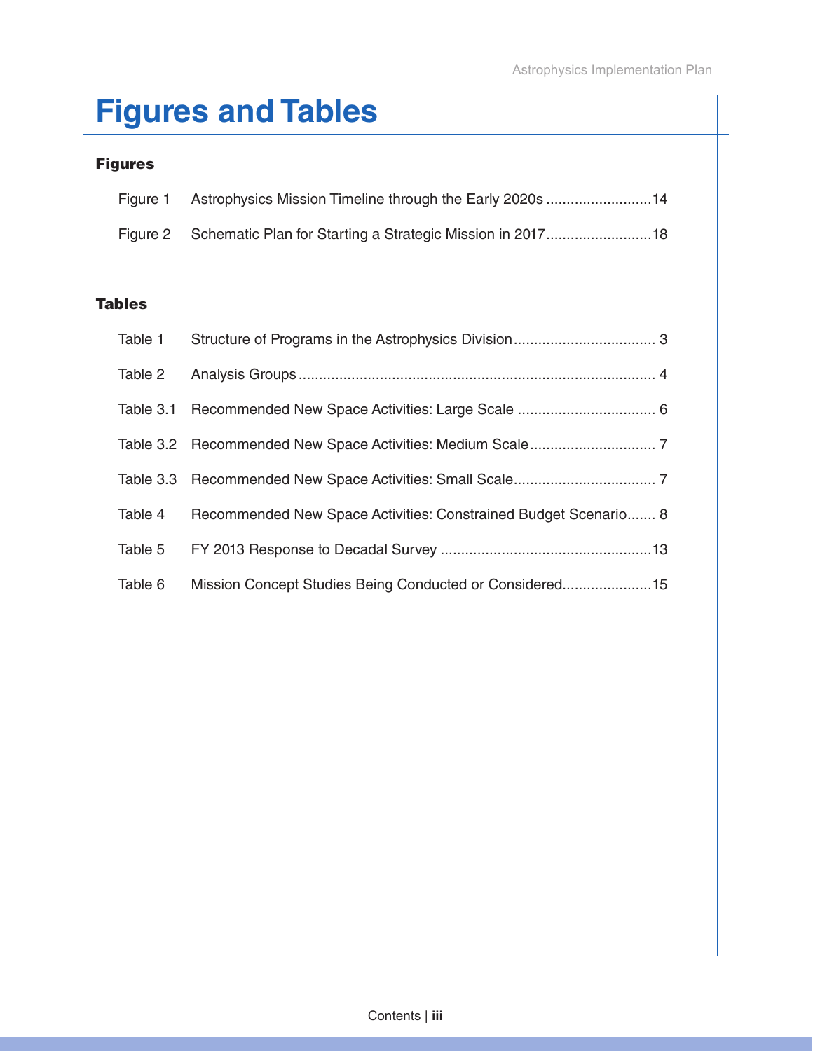# Figures and Tables

### Figures

Figure 1 Astrophysics Mission Timeline through the Early 2020s ..........................14

Figure 2 Schematic Plan for Starting a Strategic Mission in 2017..........................18

### Tables

Table 1 Structure of Programs in the Astrophysics Division................................... 3

Table 2 Analysis Groups........................................................................................ 4

Table 3.1 Recommended New Space Activities: Large Scale .................................. 6

Table 3.2 Recommended New Space Activities: Medium Scale............................... 7

Table 3.3 Recommended New Space Activities: Small Scale................................... 7

Table 4 Recommended New Space Activities: Constrained Budget Scenario....... 8

Table 5 FY 2013 Response to Decadal Survey ....................................................13

Table 6 Mission Concept Studies Being Conducted or Considered......................15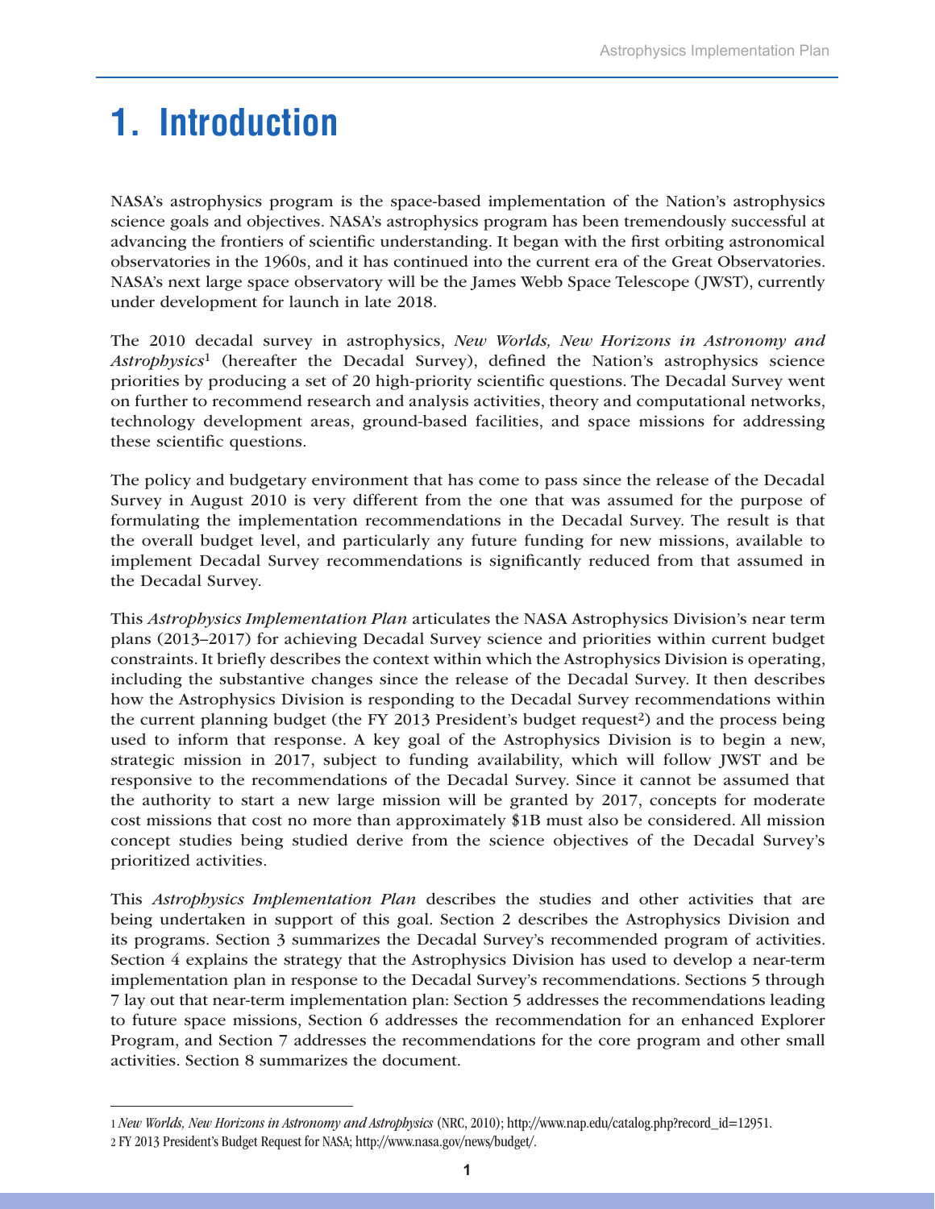# 1. Introduction

NASA's astrophysics program is the space-based implementation of the Nation's astrophysics science goals and objectives. NASA's astrophysics program has been tremendously successful at advancing the frontiers of scientific understanding. It began with the first orbiting astronomical observatories in the 1960s, and it has continued into the current era of the Great Observatories. NASA's next large space observatory will be the James Webb Space Telescope (JWST), currently under development for launch in late 2018.

The 2010 decadal survey in astrophysics, *New Worlds, New Horizons in Astronomy and Astrophysics*[1] (hereafter the Decadal Survey), defined the Nation's astrophysics science priorities by producing a set of 20 high-priority scientific questions. The Decadal Survey went on further to recommend research and analysis activities, theory and computational networks, technology development areas, ground-based facilities, and space missions for addressing these scientific questions.

The policy and budgetary environment that has come to pass since the release of the Decadal Survey in August 2010 is very different from the one that was assumed for the purpose of formulating the implementation recommendations in the Decadal Survey. The result is that the overall budget level, and particularly any future funding for new missions, available to implement Decadal Survey recommendations is significantly reduced from that assumed in the Decadal Survey.

This *Astrophysics Implementation Plan* articulates the NASA Astrophysics Division's near term plans (2013–2017) for achieving Decadal Survey science and priorities within current budget constraints. It briefly describes the context within which the Astrophysics Division is operating, including the substantive changes since the release of the Decadal Survey. It then describes how the Astrophysics Division is responding to the Decadal Survey recommendations within the current planning budget (the FY 2013 President's budget request[2]) and the process being used to inform that response. A key goal of the Astrophysics Division is to begin a new, strategic mission in 2017, subject to funding availability, which will follow JWST and be responsive to the recommendations of the Decadal Survey. Since it cannot be assumed that the authority to start a new large mission will be granted by 2017, concepts for moderate cost missions that cost no more than approximately $1B must also be considered. All mission concept studies being studied derive from the science objectives of the Decadal Survey's prioritized activities.

This *Astrophysics Implementation Plan* describes the studies and other activities that are being undertaken in support of this goal. Section 2 describes the Astrophysics Division and its programs. Section 3 summarizes the Decadal Survey's recommended program of activities. Section 4 explains the strategy that the Astrophysics Division has used to develop a near-term implementation plan in response to the Decadal Survey's recommendations. Sections 5 through 7 lay out that near-term implementation plan: Section 5 addresses the recommendations leading to future space missions, Section 6 addresses the recommendation for an enhanced Explorer Program, and Section 7 addresses the recommendations for the core program and other small activities. Section 8 summarizes the document.

---

[1] *New Worlds, New Horizons in Astronomy and Astrophysics* (NRC, 2010); http://www.nap.edu/catalog.php?record_id=12951.

[2] FY 2013 President's Budget Request for NASA; http://www.nasa.gov/news/budget/.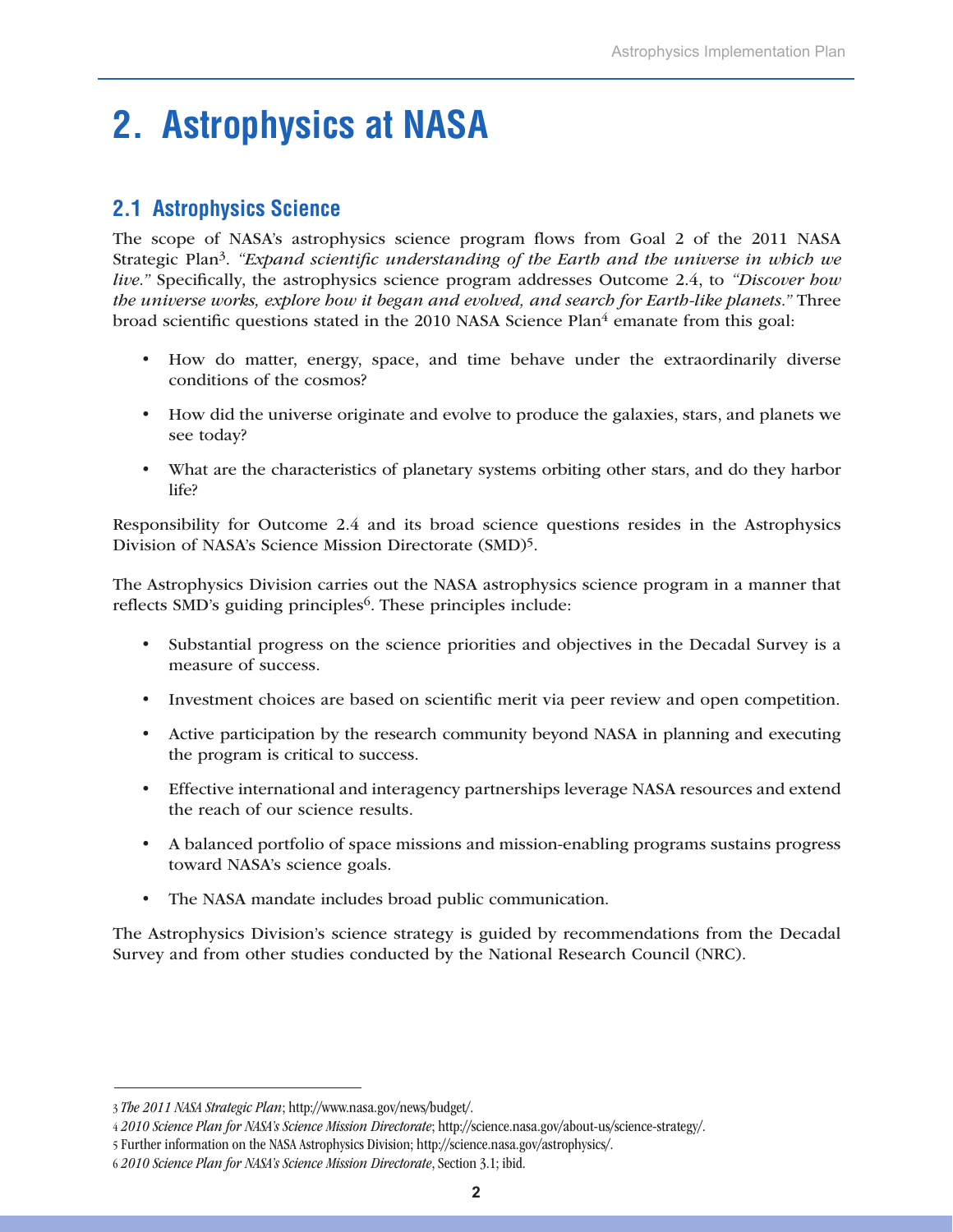# 2. Astrophysics at NASA

## 2.1 Astrophysics Science

The scope of NASA's astrophysics science program flows from Goal 2 of the 2011 NASA Strategic Plan[3]. *"Expand scientific understanding of the Earth and the universe in which we live."* Specifically, the astrophysics science program addresses Outcome 2.4, to *"Discover how the universe works, explore how it began and evolved, and search for Earth-like planets."* Three broad scientific questions stated in the 2010 NASA Science Plan[4] emanate from this goal:

- How do matter, energy, space, and time behave under the extraordinarily diverse conditions of the cosmos?
- How did the universe originate and evolve to produce the galaxies, stars, and planets we see today?
- What are the characteristics of planetary systems orbiting other stars, and do they harbor life?

Responsibility for Outcome 2.4 and its broad science questions resides in the Astrophysics Division of NASA's Science Mission Directorate (SMD)[5].

The Astrophysics Division carries out the NASA astrophysics science program in a manner that reflects SMD's guiding principles[6]. These principles include:

- Substantial progress on the science priorities and objectives in the Decadal Survey is a measure of success.
- Investment choices are based on scientific merit via peer review and open competition.
- Active participation by the research community beyond NASA in planning and executing the program is critical to success.
- Effective international and interagency partnerships leverage NASA resources and extend the reach of our science results.
- A balanced portfolio of space missions and mission-enabling programs sustains progress toward NASA's science goals.
- The NASA mandate includes broad public communication.

The Astrophysics Division's science strategy is guided by recommendations from the Decadal Survey and from other studies conducted by the National Research Council (NRC).

---

[3] *The 2011 NASA Strategic Plan*; http://www.nasa.gov/news/budget/.

[4] *2010 Science Plan for NASA's Science Mission Directorate*; http://science.nasa.gov/about-us/science-strategy/.

[5] Further information on the NASA Astrophysics Division; http://science.nasa.gov/astrophysics/.

[6] *2010 Science Plan for NASA's Science Mission Directorate*, Section 3.1; ibid.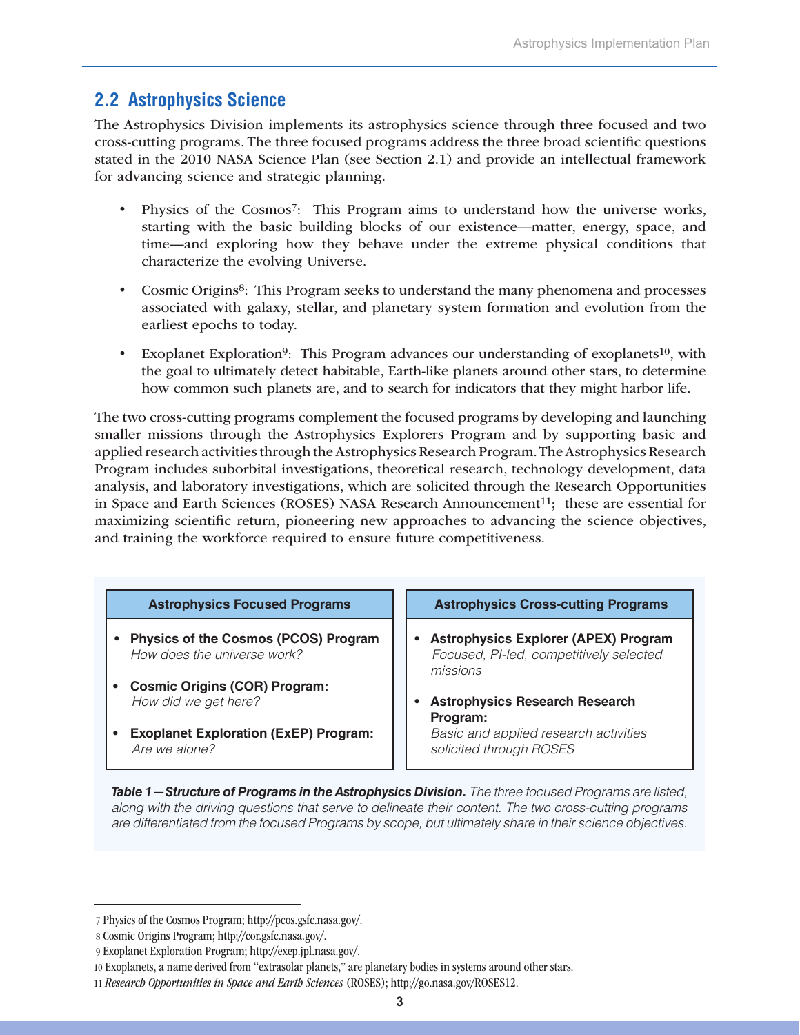## 2.2 Astrophysics Science

The Astrophysics Division implements its astrophysics science through three focused and two cross-cutting programs. The three focused programs address the three broad scientific questions stated in the 2010 NASA Science Plan (see Section 2.1) and provide an intellectual framework for advancing science and strategic planning.

- Physics of the Cosmos[7]: This Program aims to understand how the universe works, starting with the basic building blocks of our existence—matter, energy, space, and time—and exploring how they behave under the extreme physical conditions that characterize the evolving Universe.
- Cosmic Origins[8]: This Program seeks to understand the many phenomena and processes associated with galaxy, stellar, and planetary system formation and evolution from the earliest epochs to today.
- Exoplanet Exploration[9]: This Program advances our understanding of exoplanets[10], with the goal to ultimately detect habitable, Earth-like planets around other stars, to determine how common such planets are, and to search for indicators that they might harbor life.

The two cross-cutting programs complement the focused programs by developing and launching smaller missions through the Astrophysics Explorers Program and by supporting basic and applied research activities through the Astrophysics Research Program. The Astrophysics Research Program includes suborbital investigations, theoretical research, technology development, data analysis, and laboratory investigations, which are solicited through the Research Opportunities in Space and Earth Sciences (ROSES) NASA Research Announcement[11]; these are essential for maximizing scientific return, pioneering new approaches to advancing the science objectives, and training the workforce required to ensure future competitiveness.

| Astrophysics Focused Programs | Astrophysics Cross-cutting Programs |
|---|---|
| • **Physics of the Cosmos (PCOS) Program** *How does the universe work?*<br>• **Cosmic Origins (COR) Program:** *How did we get here?*<br>• **Exoplanet Exploration (ExEP) Program:** *Are we alone?* | • **Astrophysics Explorer (APEX) Program** *Focused, PI-led, competitively selected missions*<br>• **Astrophysics Research Research Program:** *Basic and applied research activities solicited through ROSES* |

***Table 1—Structure of Programs in the Astrophysics Division.*** *The three focused Programs are listed, along with the driving questions that serve to delineate their content. The two cross-cutting programs are differentiated from the focused Programs by scope, but ultimately share in their science objectives.*

---

7 Physics of the Cosmos Program; http://pcos.gsfc.nasa.gov/.

8 Cosmic Origins Program; http://cor.gsfc.nasa.gov/.

9 Exoplanet Exploration Program; http://exep.jpl.nasa.gov/.

10 Exoplanets, a name derived from "extrasolar planets," are planetary bodies in systems around other stars.

11 *Research Opportunities in Space and Earth Sciences* (ROSES); http://go.nasa.gov/ROSES12.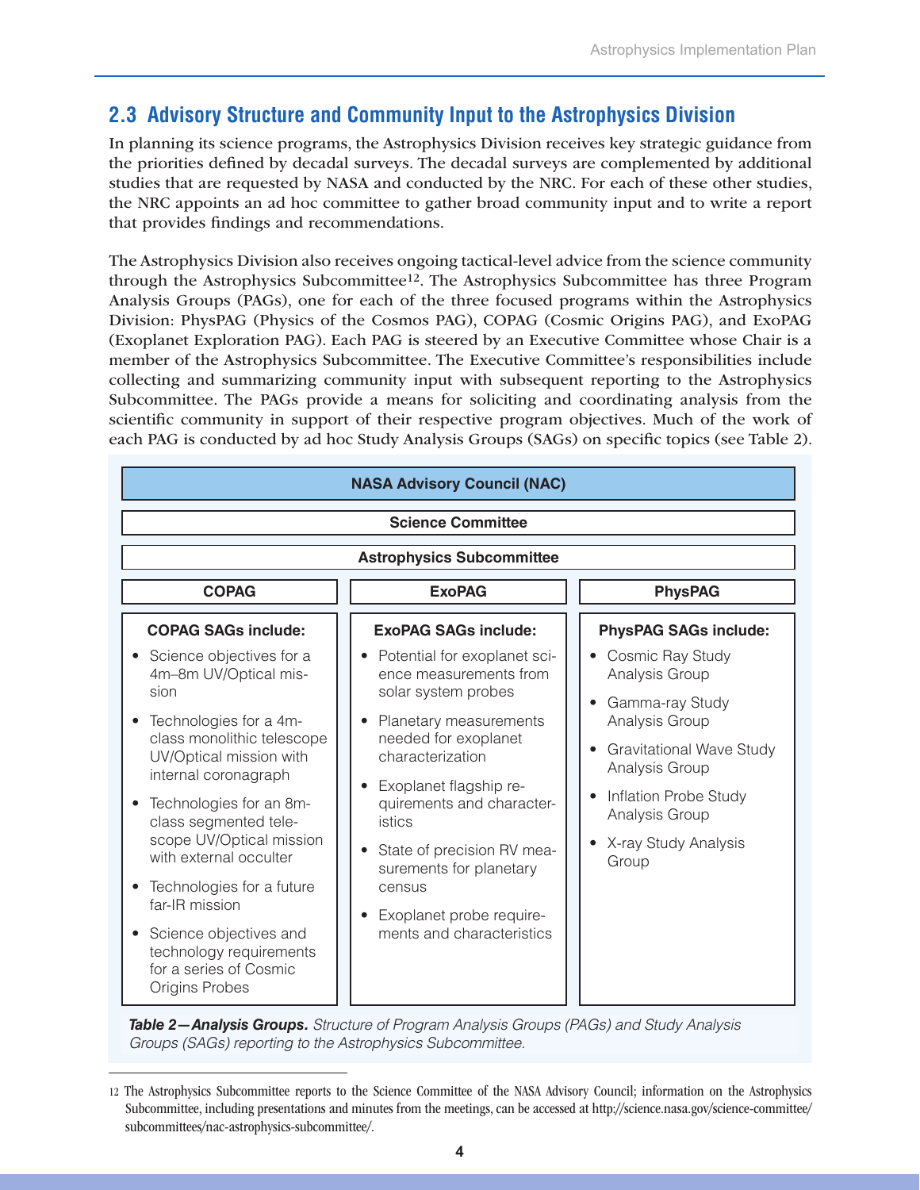## 2.3 Advisory Structure and Community Input to the Astrophysics Division

In planning its science programs, the Astrophysics Division receives key strategic guidance from the priorities defined by decadal surveys. The decadal surveys are complemented by additional studies that are requested by NASA and conducted by the NRC. For each of these other studies, the NRC appoints an ad hoc committee to gather broad community input and to write a report that provides findings and recommendations.

The Astrophysics Division also receives ongoing tactical-level advice from the science community through the Astrophysics Subcommittee[12]. The Astrophysics Subcommittee has three Program Analysis Groups (PAGs), one for each of the three focused programs within the Astrophysics Division: PhysPAG (Physics of the Cosmos PAG), COPAG (Cosmic Origins PAG), and ExoPAG (Exoplanet Exploration PAG). Each PAG is steered by an Executive Committee whose Chair is a member of the Astrophysics Subcommittee. The Executive Committee's responsibilities include collecting and summarizing community input with subsequent reporting to the Astrophysics Subcommittee. The PAGs provide a means for soliciting and coordinating analysis from the scientific community in support of their respective program objectives. Much of the work of each PAG is conducted by ad hoc Study Analysis Groups (SAGs) on specific topics (see Table 2).

| NASA Advisory Council (NAC) | | |
|---|---|---|
| **Science Committee** | | |
| **Astrophysics Subcommittee** | | |
| **COPAG** | **ExoPAG** | **PhysPAG** |
| **COPAG SAGs include:**<br>• Science objectives for a 4m–8m UV/Optical mission<br>• Technologies for a 4m-class monolithic telescope UV/Optical mission with internal coronagraph<br>• Technologies for an 8m-class segmented telescope UV/Optical mission with external occulter<br>• Technologies for a future far-IR mission<br>• Science objectives and technology requirements for a series of Cosmic Origins Probes | **ExoPAG SAGs include:**<br>• Potential for exoplanet science measurements from solar system probes<br>• Planetary measurements needed for exoplanet characterization<br>• Exoplanet flagship requirements and characteristics<br>• State of precision RV measurements for planetary census<br>• Exoplanet probe requirements and characteristics | **PhysPAG SAGs include:**<br>• Cosmic Ray Study Analysis Group<br>• Gamma-ray Study Analysis Group<br>• Gravitational Wave Study Analysis Group<br>• Inflation Probe Study Analysis Group<br>• X-ray Study Analysis Group |

***Table 2—Analysis Groups.*** *Structure of Program Analysis Groups (PAGs) and Study Analysis Groups (SAGs) reporting to the Astrophysics Subcommittee.*

---

[12] The Astrophysics Subcommittee reports to the Science Committee of the NASA Advisory Council; information on the Astrophysics Subcommittee, including presentations and minutes from the meetings, can be accessed at http://science.nasa.gov/science-committee/subcommittees/nac-astrophysics-subcommittee/.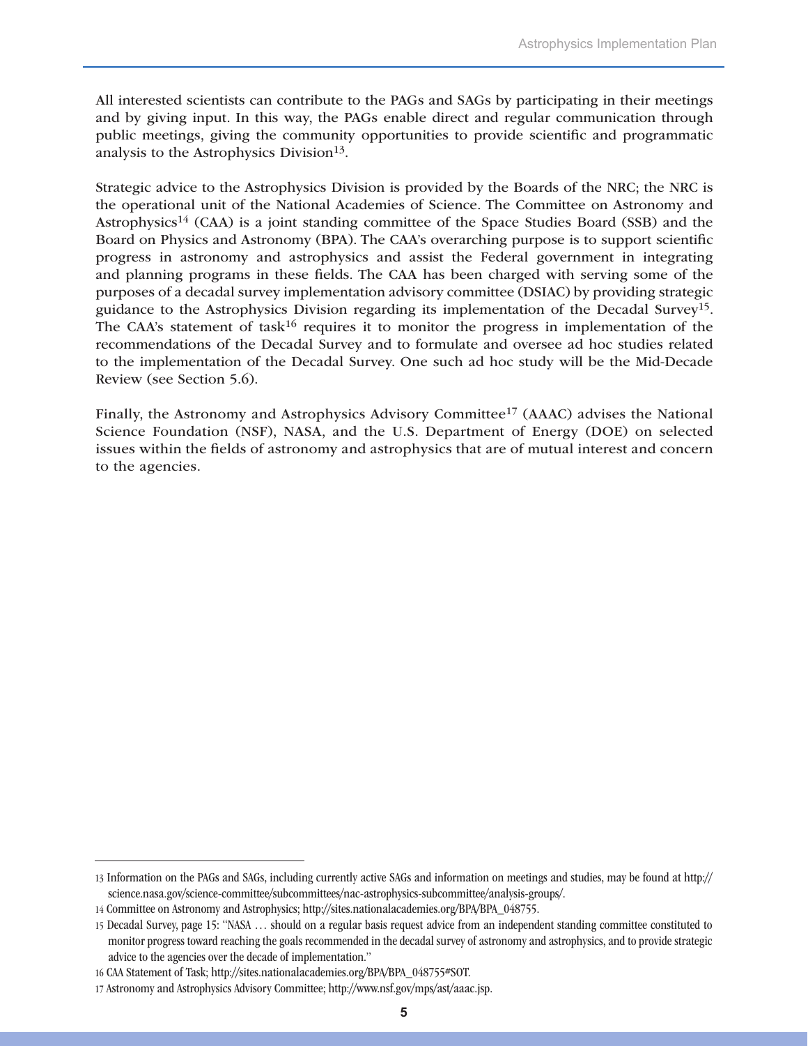All interested scientists can contribute to the PAGs and SAGs by participating in their meetings and by giving input. In this way, the PAGs enable direct and regular communication through public meetings, giving the community opportunities to provide scientific and programmatic analysis to the Astrophysics Division[13].

Strategic advice to the Astrophysics Division is provided by the Boards of the NRC; the NRC is the operational unit of the National Academies of Science. The Committee on Astronomy and Astrophysics[14] (CAA) is a joint standing committee of the Space Studies Board (SSB) and the Board on Physics and Astronomy (BPA). The CAA's overarching purpose is to support scientific progress in astronomy and astrophysics and assist the Federal government in integrating and planning programs in these fields. The CAA has been charged with serving some of the purposes of a decadal survey implementation advisory committee (DSIAC) by providing strategic guidance to the Astrophysics Division regarding its implementation of the Decadal Survey[15]. The CAA's statement of task[16] requires it to monitor the progress in implementation of the recommendations of the Decadal Survey and to formulate and oversee ad hoc studies related to the implementation of the Decadal Survey. One such ad hoc study will be the Mid-Decade Review (see Section 5.6).

Finally, the Astronomy and Astrophysics Advisory Committee[17] (AAAC) advises the National Science Foundation (NSF), NASA, and the U.S. Department of Energy (DOE) on selected issues within the fields of astronomy and astrophysics that are of mutual interest and concern to the agencies.

---

13 Information on the PAGs and SAGs, including currently active SAGs and information on meetings and studies, may be found at http://science.nasa.gov/science-committee/subcommittees/nac-astrophysics-subcommittee/analysis-groups/.

14 Committee on Astronomy and Astrophysics; http://sites.nationalacademies.org/BPA/BPA_048755.

15 Decadal Survey, page 15: "NASA … should on a regular basis request advice from an independent standing committee constituted to monitor progress toward reaching the goals recommended in the decadal survey of astronomy and astrophysics, and to provide strategic advice to the agencies over the decade of implementation."

16 CAA Statement of Task; http://sites.nationalacademies.org/BPA/BPA_048755#SOT.

17 Astronomy and Astrophysics Advisory Committee; http://www.nsf.gov/mps/ast/aaac.jsp.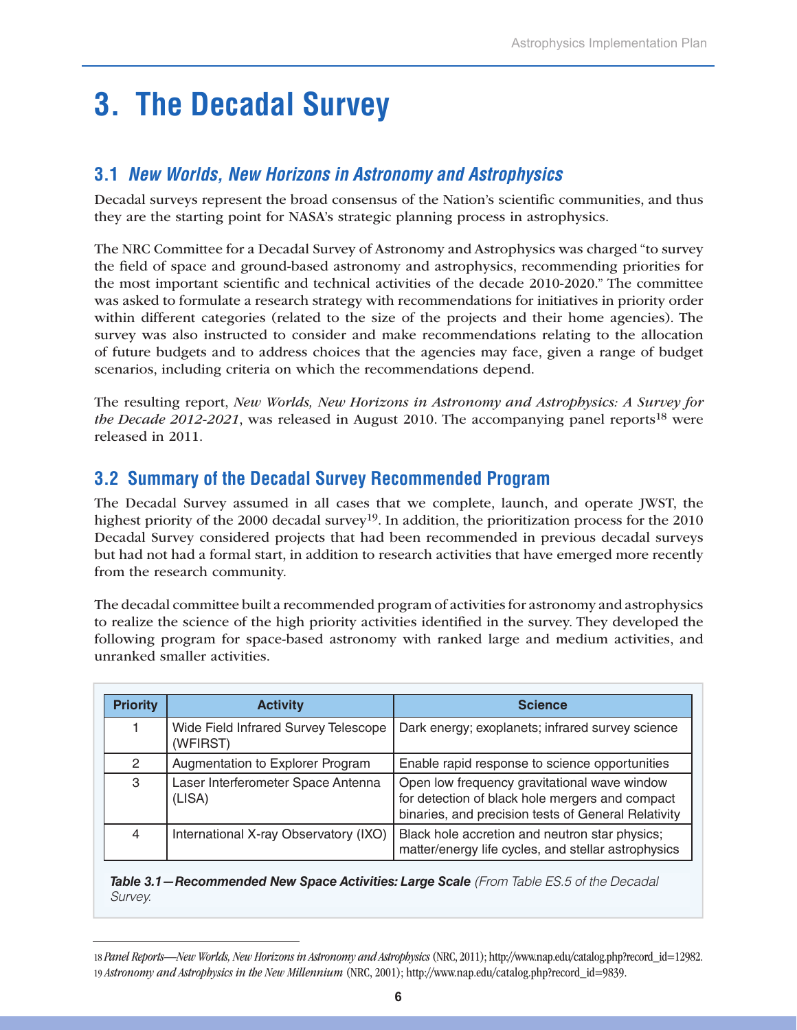# 3. The Decadal Survey

## 3.1 *New Worlds, New Horizons in Astronomy and Astrophysics*

Decadal surveys represent the broad consensus of the Nation's scientific communities, and thus they are the starting point for NASA's strategic planning process in astrophysics.

The NRC Committee for a Decadal Survey of Astronomy and Astrophysics was charged "to survey the field of space and ground-based astronomy and astrophysics, recommending priorities for the most important scientific and technical activities of the decade 2010-2020." The committee was asked to formulate a research strategy with recommendations for initiatives in priority order within different categories (related to the size of the projects and their home agencies). The survey was also instructed to consider and make recommendations relating to the allocation of future budgets and to address choices that the agencies may face, given a range of budget scenarios, including criteria on which the recommendations depend.

The resulting report, *New Worlds, New Horizons in Astronomy and Astrophysics: A Survey for the Decade 2012-2021*, was released in August 2010. The accompanying panel reports[18] were released in 2011.

## 3.2 Summary of the Decadal Survey Recommended Program

The Decadal Survey assumed in all cases that we complete, launch, and operate JWST, the highest priority of the 2000 decadal survey[19]. In addition, the prioritization process for the 2010 Decadal Survey considered projects that had been recommended in previous decadal surveys but had not had a formal start, in addition to research activities that have emerged more recently from the research community.

The decadal committee built a recommended program of activities for astronomy and astrophysics to realize the science of the high priority activities identified in the survey. They developed the following program for space-based astronomy with ranked large and medium activities, and unranked smaller activities.

| Priority | Activity | Science |
|---|---|---|
| 1 | Wide Field Infrared Survey Telescope (WFIRST) | Dark energy; exoplanets; infrared survey science |
| 2 | Augmentation to Explorer Program | Enable rapid response to science opportunities |
| 3 | Laser Interferometer Space Antenna (LISA) | Open low frequency gravitational wave window for detection of black hole mergers and compact binaries, and precision tests of General Relativity |
| 4 | International X-ray Observatory (IXO) | Black hole accretion and neutron star physics; matter/energy life cycles, and stellar astrophysics |

***Table 3.1—Recommended New Space Activities: Large Scale*** *(From Table ES.5 of the Decadal Survey.*

---

18 *Panel Reports—New Worlds, New Horizons in Astronomy and Astrophysics* (NRC, 2011); http://www.nap.edu/catalog.php?record_id=12982.

19 *Astronomy and Astrophysics in the New Millennium* (NRC, 2001); http://www.nap.edu/catalog.php?record_id=9839.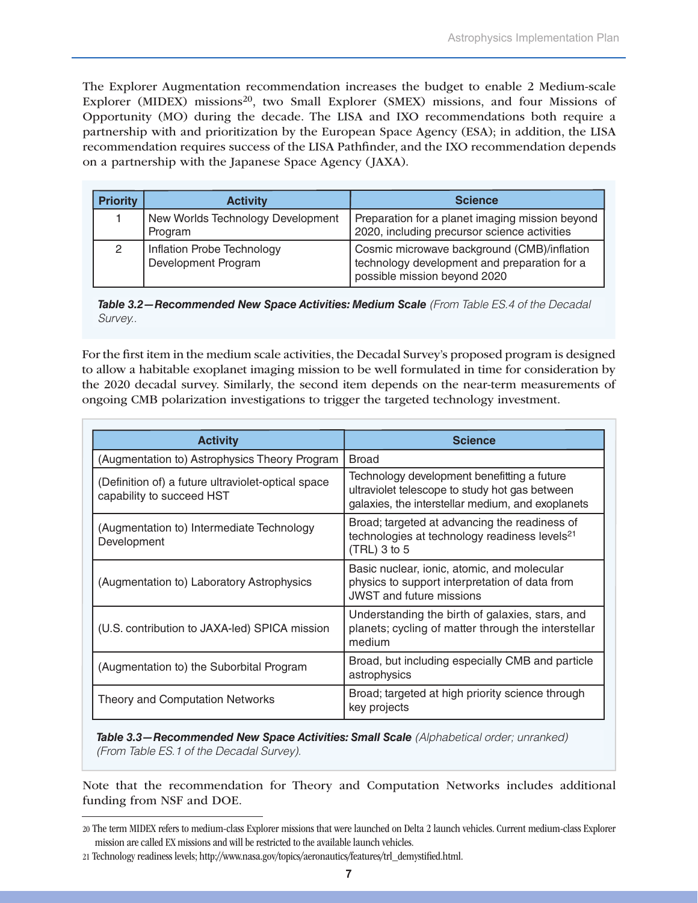The Explorer Augmentation recommendation increases the budget to enable 2 Medium-scale Explorer (MIDEX) missions[20], two Small Explorer (SMEX) missions, and four Missions of Opportunity (MO) during the decade. The LISA and IXO recommendations both require a partnership with and prioritization by the European Space Agency (ESA); in addition, the LISA recommendation requires success of the LISA Pathfinder, and the IXO recommendation depends on a partnership with the Japanese Space Agency (JAXA).

| Priority | Activity | Science |
|---|---|---|
| 1 | New Worlds Technology Development Program | Preparation for a planet imaging mission beyond 2020, including precursor science activities |
| 2 | Inflation Probe Technology Development Program | Cosmic microwave background (CMB)/inflation technology development and preparation for a possible mission beyond 2020 |

***Table 3.2—Recommended New Space Activities: Medium Scale*** *(From Table ES.4 of the Decadal Survey..*

For the first item in the medium scale activities, the Decadal Survey's proposed program is designed to allow a habitable exoplanet imaging mission to be well formulated in time for consideration by the 2020 decadal survey. Similarly, the second item depends on the near-term measurements of ongoing CMB polarization investigations to trigger the targeted technology investment.

| Activity | Science |
|---|---|
| (Augmentation to) Astrophysics Theory Program | Broad |
| (Definition of) a future ultraviolet-optical space capability to succeed HST | Technology development benefitting a future ultraviolet telescope to study hot gas between galaxies, the interstellar medium, and exoplanets |
| (Augmentation to) Intermediate Technology Development | Broad; targeted at advancing the readiness of technologies at technology readiness levels[21] (TRL) 3 to 5 |
| (Augmentation to) Laboratory Astrophysics | Basic nuclear, ionic, atomic, and molecular physics to support interpretation of data from JWST and future missions |
| (U.S. contribution to JAXA-led) SPICA mission | Understanding the birth of galaxies, stars, and planets; cycling of matter through the interstellar medium |
| (Augmentation to) the Suborbital Program | Broad, but including especially CMB and particle astrophysics |
| Theory and Computation Networks | Broad; targeted at high priority science through key projects |

***Table 3.3—Recommended New Space Activities: Small Scale*** *(Alphabetical order; unranked) (From Table ES.1 of the Decadal Survey).*

Note that the recommendation for Theory and Computation Networks includes additional funding from NSF and DOE.

---

20 The term MIDEX refers to medium-class Explorer missions that were launched on Delta 2 launch vehicles. Current medium-class Explorer mission are called EX missions and will be restricted to the available launch vehicles.

21 Technology readiness levels; http://www.nasa.gov/topics/aeronautics/features/trl_demystified.html.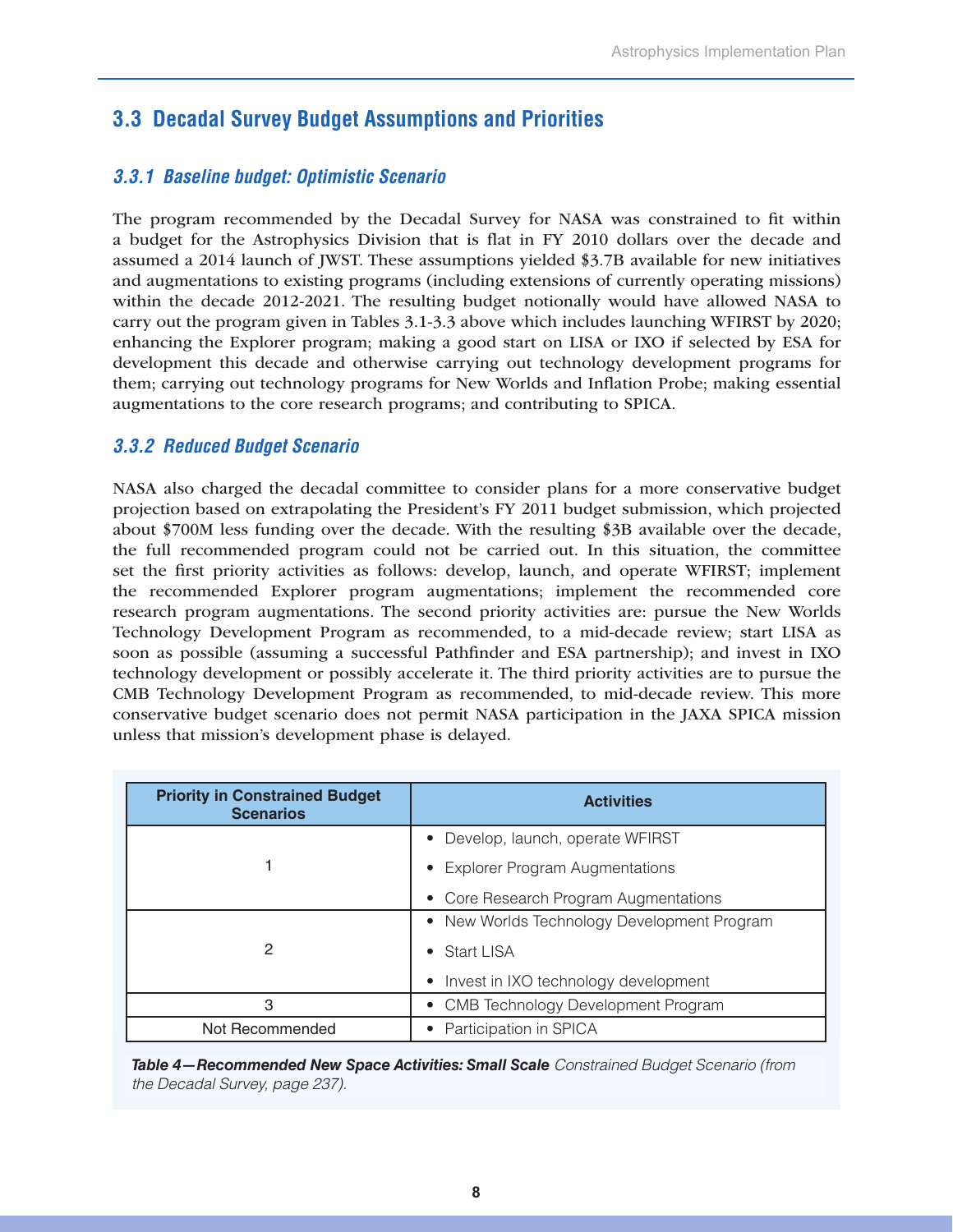## 3.3 Decadal Survey Budget Assumptions and Priorities

### *3.3.1 Baseline budget: Optimistic Scenario*

The program recommended by the Decadal Survey for NASA was constrained to fit within a budget for the Astrophysics Division that is flat in FY 2010 dollars over the decade and assumed a 2014 launch of JWST. These assumptions yielded \$3.7B available for new initiatives and augmentations to existing programs (including extensions of currently operating missions) within the decade 2012-2021. The resulting budget notionally would have allowed NASA to carry out the program given in Tables 3.1-3.3 above which includes launching WFIRST by 2020; enhancing the Explorer program; making a good start on LISA or IXO if selected by ESA for development this decade and otherwise carrying out technology development programs for them; carrying out technology programs for New Worlds and Inflation Probe; making essential augmentations to the core research programs; and contributing to SPICA.

### *3.3.2 Reduced Budget Scenario*

NASA also charged the decadal committee to consider plans for a more conservative budget projection based on extrapolating the President's FY 2011 budget submission, which projected about \$700M less funding over the decade. With the resulting \$3B available over the decade, the full recommended program could not be carried out. In this situation, the committee set the first priority activities as follows: develop, launch, and operate WFIRST; implement the recommended Explorer program augmentations; implement the recommended core research program augmentations. The second priority activities are: pursue the New Worlds Technology Development Program as recommended, to a mid-decade review; start LISA as soon as possible (assuming a successful Pathfinder and ESA partnership); and invest in IXO technology development or possibly accelerate it. The third priority activities are to pursue the CMB Technology Development Program as recommended, to mid-decade review. This more conservative budget scenario does not permit NASA participation in the JAXA SPICA mission unless that mission's development phase is delayed.

| Priority in Constrained Budget Scenarios | Activities |
|---|---|
| 1 | • Develop, launch, operate WFIRST<br>• Explorer Program Augmentations<br>• Core Research Program Augmentations |
| 2 | • New Worlds Technology Development Program<br>• Start LISA<br>• Invest in IXO technology development |
| 3 | • CMB Technology Development Program |
| Not Recommended | • Participation in SPICA |

***Table 4—Recommended New Space Activities: Small Scale*** *Constrained Budget Scenario (from the Decadal Survey, page 237).*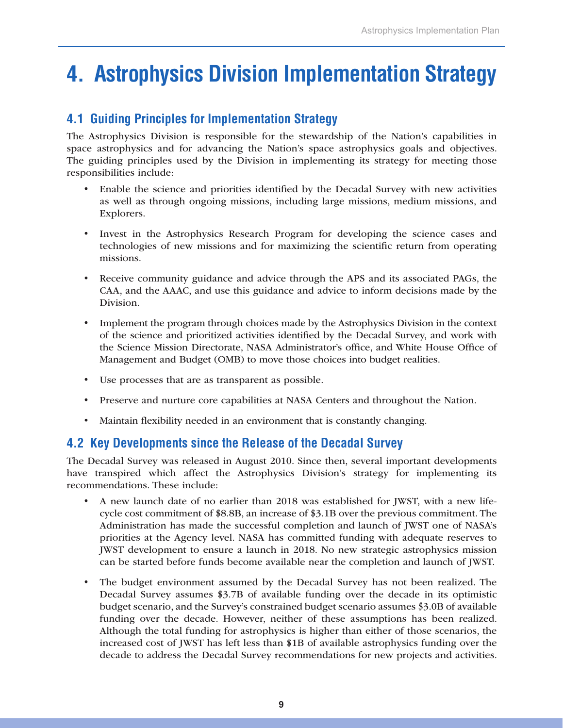# 4. Astrophysics Division Implementation Strategy

## 4.1 Guiding Principles for Implementation Strategy

The Astrophysics Division is responsible for the stewardship of the Nation's capabilities in space astrophysics and for advancing the Nation's space astrophysics goals and objectives. The guiding principles used by the Division in implementing its strategy for meeting those responsibilities include:

- Enable the science and priorities identified by the Decadal Survey with new activities as well as through ongoing missions, including large missions, medium missions, and Explorers.
- Invest in the Astrophysics Research Program for developing the science cases and technologies of new missions and for maximizing the scientific return from operating missions.
- Receive community guidance and advice through the APS and its associated PAGs, the CAA, and the AAAC, and use this guidance and advice to inform decisions made by the Division.
- Implement the program through choices made by the Astrophysics Division in the context of the science and prioritized activities identified by the Decadal Survey, and work with the Science Mission Directorate, NASA Administrator's office, and White House Office of Management and Budget (OMB) to move those choices into budget realities.
- Use processes that are as transparent as possible.
- Preserve and nurture core capabilities at NASA Centers and throughout the Nation.
- Maintain flexibility needed in an environment that is constantly changing.

## 4.2 Key Developments since the Release of the Decadal Survey

The Decadal Survey was released in August 2010. Since then, several important developments have transpired which affect the Astrophysics Division's strategy for implementing its recommendations. These include:

- A new launch date of no earlier than 2018 was established for JWST, with a new life-cycle cost commitment of \$8.8B, an increase of \$3.1B over the previous commitment. The Administration has made the successful completion and launch of JWST one of NASA's priorities at the Agency level. NASA has committed funding with adequate reserves to JWST development to ensure a launch in 2018. No new strategic astrophysics mission can be started before funds become available near the completion and launch of JWST.
- The budget environment assumed by the Decadal Survey has not been realized. The Decadal Survey assumes \$3.7B of available funding over the decade in its optimistic budget scenario, and the Survey's constrained budget scenario assumes \$3.0B of available funding over the decade. However, neither of these assumptions has been realized. Although the total funding for astrophysics is higher than either of those scenarios, the increased cost of JWST has left less than \$1B of available astrophysics funding over the decade to address the Decadal Survey recommendations for new projects and activities.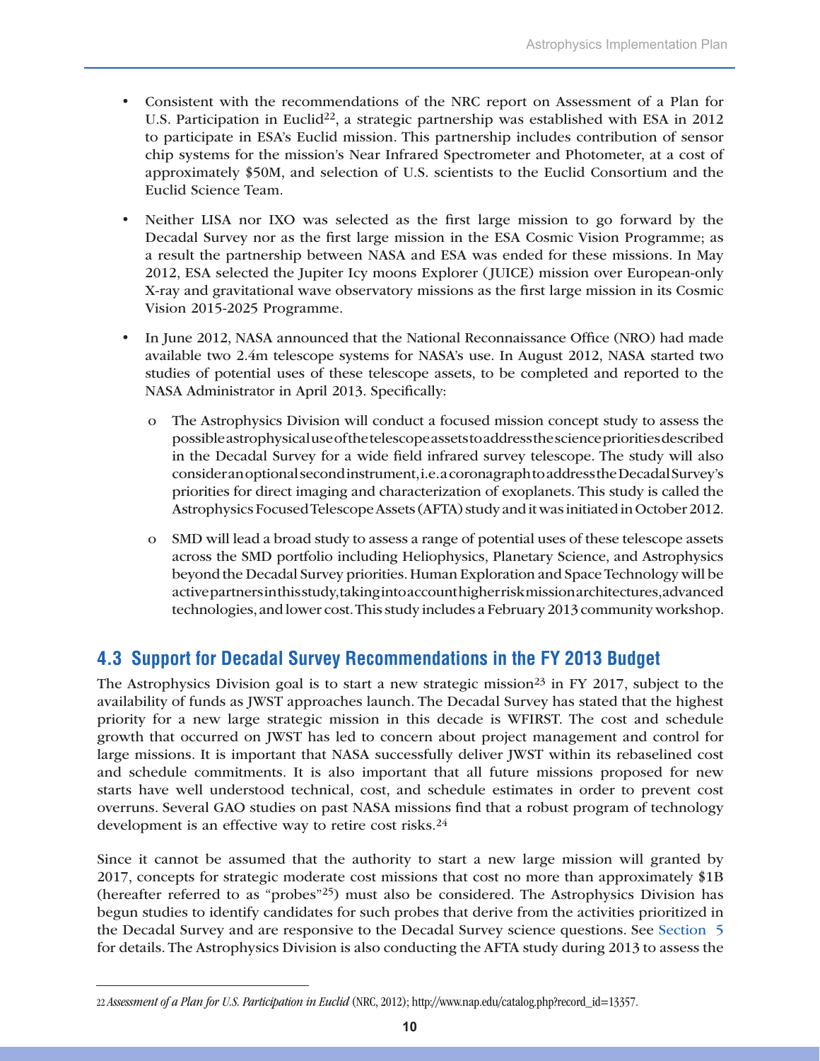- Consistent with the recommendations of the NRC report on Assessment of a Plan for U.S. Participation in Euclid[22], a strategic partnership was established with ESA in 2012 to participate in ESA's Euclid mission. This partnership includes contribution of sensor chip systems for the mission's Near Infrared Spectrometer and Photometer, at a cost of approximately $50M, and selection of U.S. scientists to the Euclid Consortium and the Euclid Science Team.

- Neither LISA nor IXO was selected as the first large mission to go forward by the Decadal Survey nor as the first large mission in the ESA Cosmic Vision Programme; as a result the partnership between NASA and ESA was ended for these missions. In May 2012, ESA selected the Jupiter Icy moons Explorer (JUICE) mission over European-only X-ray and gravitational wave observatory missions as the first large mission in its Cosmic Vision 2015-2025 Programme.

- In June 2012, NASA announced that the National Reconnaissance Office (NRO) had made available two 2.4m telescope systems for NASA's use. In August 2012, NASA started two studies of potential uses of these telescope assets, to be completed and reported to the NASA Administrator in April 2013. Specifically:

    - The Astrophysics Division will conduct a focused mission concept study to assess the possible astrophysical use of the telescope assets to address the science priorities described in the Decadal Survey for a wide field infrared survey telescope. The study will also consider an optional second instrument, i.e. a coronagraph to address the Decadal Survey's priorities for direct imaging and characterization of exoplanets. This study is called the Astrophysics Focused Telescope Assets (AFTA) study and it was initiated in October 2012.

    - SMD will lead a broad study to assess a range of potential uses of these telescope assets across the SMD portfolio including Heliophysics, Planetary Science, and Astrophysics beyond the Decadal Survey priorities. Human Exploration and Space Technology will be active partners in this study, taking into account higher risk mission architectures, advanced technologies, and lower cost. This study includes a February 2013 community workshop.

## 4.3 Support for Decadal Survey Recommendations in the FY 2013 Budget

The Astrophysics Division goal is to start a new strategic mission[23] in FY 2017, subject to the availability of funds as JWST approaches launch. The Decadal Survey has stated that the highest priority for a new large strategic mission in this decade is WFIRST. The cost and schedule growth that occurred on JWST has led to concern about project management and control for large missions. It is important that NASA successfully deliver JWST within its rebaselined cost and schedule commitments. It is also important that all future missions proposed for new starts have well understood technical, cost, and schedule estimates in order to prevent cost overruns. Several GAO studies on past NASA missions find that a robust program of technology development is an effective way to retire cost risks.[24]

Since it cannot be assumed that the authority to start a new large mission will granted by 2017, concepts for strategic moderate cost missions that cost no more than approximately $1B (hereafter referred to as "probes"[25]) must also be considered. The Astrophysics Division has begun studies to identify candidates for such probes that derive from the activities prioritized in the Decadal Survey and are responsive to the Decadal Survey science questions. See Section 5 for details. The Astrophysics Division is also conducting the AFTA study during 2013 to assess the

---

[22] *Assessment of a Plan for U.S. Participation in Euclid* (NRC, 2012); http://www.nap.edu/catalog.php?record_id=13357.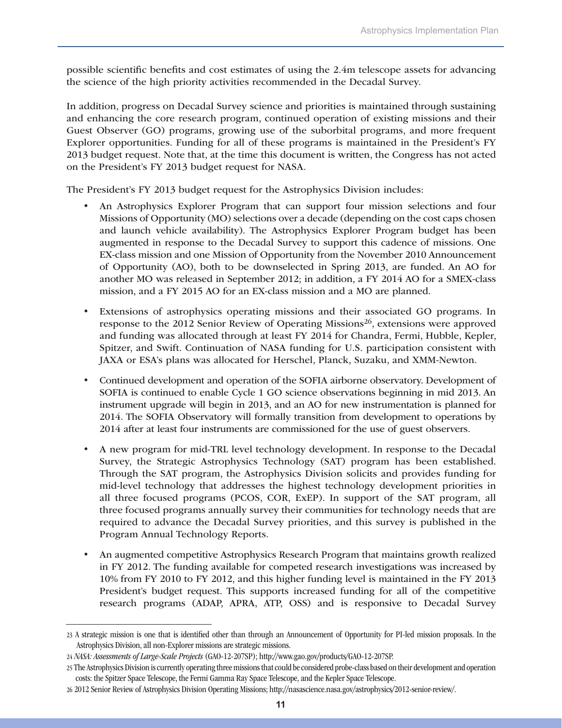possible scientific benefits and cost estimates of using the 2.4m telescope assets for advancing the science of the high priority activities recommended in the Decadal Survey.

In addition, progress on Decadal Survey science and priorities is maintained through sustaining and enhancing the core research program, continued operation of existing missions and their Guest Observer (GO) programs, growing use of the suborbital programs, and more frequent Explorer opportunities. Funding for all of these programs is maintained in the President's FY 2013 budget request. Note that, at the time this document is written, the Congress has not acted on the President's FY 2013 budget request for NASA.

The President's FY 2013 budget request for the Astrophysics Division includes:

- An Astrophysics Explorer Program that can support four mission selections and four Missions of Opportunity (MO) selections over a decade (depending on the cost caps chosen and launch vehicle availability). The Astrophysics Explorer Program budget has been augmented in response to the Decadal Survey to support this cadence of missions. One EX-class mission and one Mission of Opportunity from the November 2010 Announcement of Opportunity (AO), both to be downselected in Spring 2013, are funded. An AO for another MO was released in September 2012; in addition, a FY 2014 AO for a SMEX-class mission, and a FY 2015 AO for an EX-class mission and a MO are planned.
- Extensions of astrophysics operating missions and their associated GO programs. In response to the 2012 Senior Review of Operating Missions[26], extensions were approved and funding was allocated through at least FY 2014 for Chandra, Fermi, Hubble, Kepler, Spitzer, and Swift. Continuation of NASA funding for U.S. participation consistent with JAXA or ESA's plans was allocated for Herschel, Planck, Suzaku, and XMM-Newton.
- Continued development and operation of the SOFIA airborne observatory. Development of SOFIA is continued to enable Cycle 1 GO science observations beginning in mid 2013. An instrument upgrade will begin in 2013, and an AO for new instrumentation is planned for 2014. The SOFIA Observatory will formally transition from development to operations by 2014 after at least four instruments are commissioned for the use of guest observers.
- A new program for mid-TRL level technology development. In response to the Decadal Survey, the Strategic Astrophysics Technology (SAT) program has been established. Through the SAT program, the Astrophysics Division solicits and provides funding for mid-level technology that addresses the highest technology development priorities in all three focused programs (PCOS, COR, ExEP). In support of the SAT program, all three focused programs annually survey their communities for technology needs that are required to advance the Decadal Survey priorities, and this survey is published in the Program Annual Technology Reports.
- An augmented competitive Astrophysics Research Program that maintains growth realized in FY 2012. The funding available for competed research investigations was increased by 10% from FY 2010 to FY 2012, and this higher funding level is maintained in the FY 2013 President's budget request. This supports increased funding for all of the competitive research programs (ADAP, APRA, ATP, OSS) and is responsive to Decadal Survey

---

23 A strategic mission is one that is identified other than through an Announcement of Opportunity for PI-led mission proposals. In the Astrophysics Division, all non-Explorer missions are strategic missions.

24 *NASA: Assessments of Large-Scale Projects* (GAO-12-207SP); http://www.gao.gov/products/GAO-12-207SP.

25 The Astrophysics Division is currently operating three missions that could be considered probe-class based on their development and operation costs: the Spitzer Space Telescope, the Fermi Gamma Ray Space Telescope, and the Kepler Space Telescope.

26 2012 Senior Review of Astrophysics Division Operating Missions; http://nasascience.nasa.gov/astrophysics/2012-senior-review/.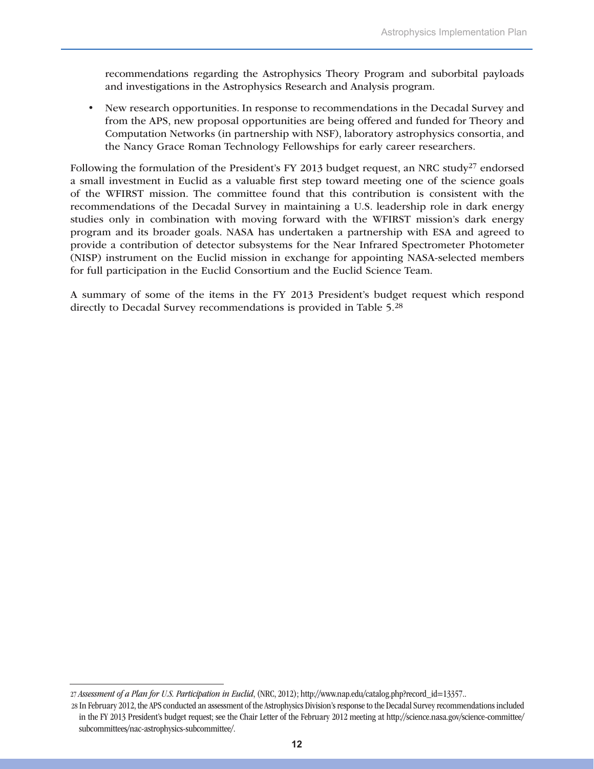recommendations regarding the Astrophysics Theory Program and suborbital payloads and investigations in the Astrophysics Research and Analysis program.

- New research opportunities. In response to recommendations in the Decadal Survey and from the APS, new proposal opportunities are being offered and funded for Theory and Computation Networks (in partnership with NSF), laboratory astrophysics consortia, and the Nancy Grace Roman Technology Fellowships for early career researchers.

Following the formulation of the President's FY 2013 budget request, an NRC study[27] endorsed a small investment in Euclid as a valuable first step toward meeting one of the science goals of the WFIRST mission. The committee found that this contribution is consistent with the recommendations of the Decadal Survey in maintaining a U.S. leadership role in dark energy studies only in combination with moving forward with the WFIRST mission's dark energy program and its broader goals. NASA has undertaken a partnership with ESA and agreed to provide a contribution of detector subsystems for the Near Infrared Spectrometer Photometer (NISP) instrument on the Euclid mission in exchange for appointing NASA-selected members for full participation in the Euclid Consortium and the Euclid Science Team.

A summary of some of the items in the FY 2013 President's budget request which respond directly to Decadal Survey recommendations is provided in Table 5.[28]

---

27 *Assessment of a Plan for U.S. Participation in Euclid*, (NRC, 2012); http://www.nap.edu/catalog.php?record_id=13357..

28 In February 2012, the APS conducted an assessment of the Astrophysics Division's response to the Decadal Survey recommendations included in the FY 2013 President's budget request; see the Chair Letter of the February 2012 meeting at http://science.nasa.gov/science-committee/subcommittees/nac-astrophysics-subcommittee/.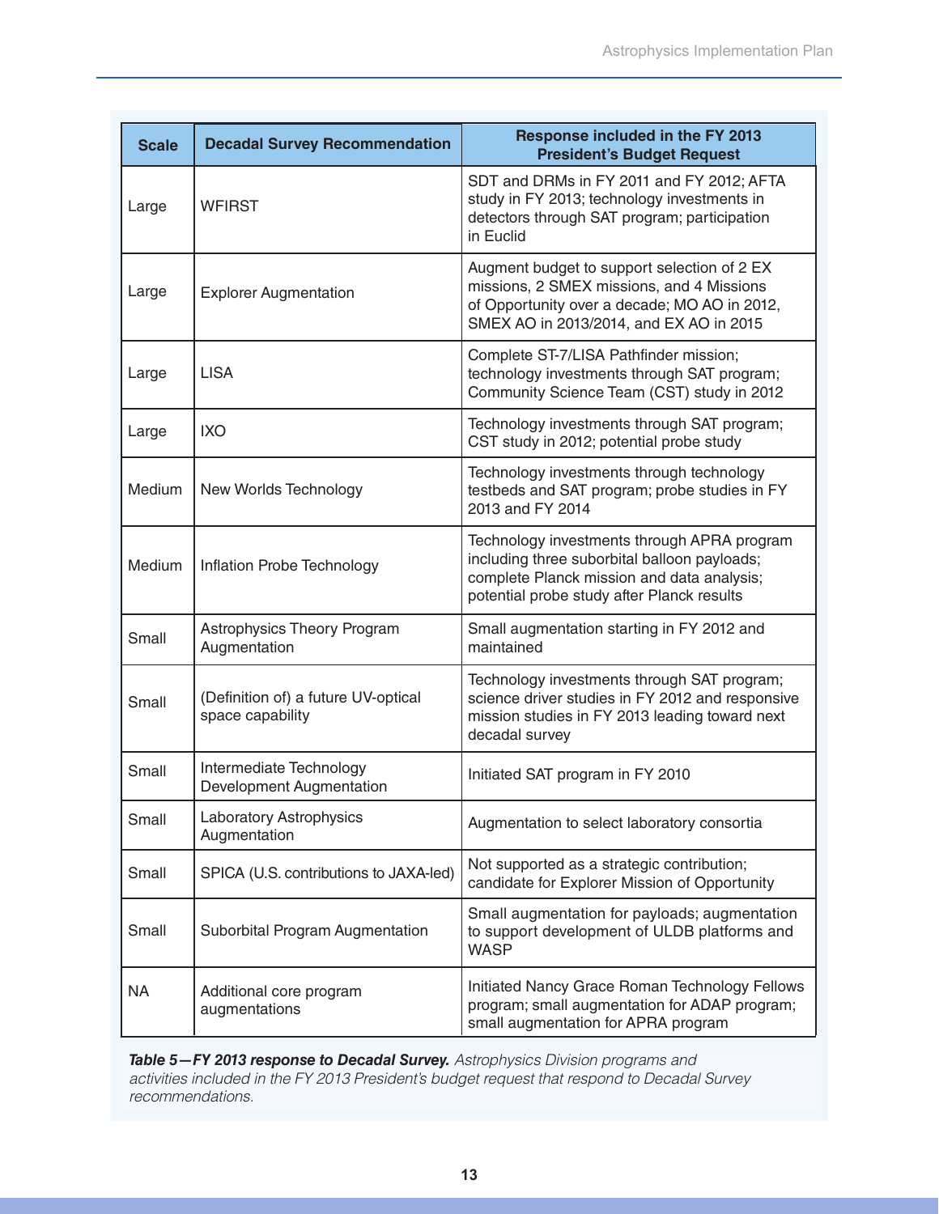| Scale | Decadal Survey Recommendation | Response included in the FY 2013 President's Budget Request |
|---|---|---|
| Large | WFIRST | SDT and DRMs in FY 2011 and FY 2012; AFTA study in FY 2013; technology investments in detectors through SAT program; participation in Euclid |
| Large | Explorer Augmentation | Augment budget to support selection of 2 EX missions, 2 SMEX missions, and 4 Missions of Opportunity over a decade; MO AO in 2012, SMEX AO in 2013/2014, and EX AO in 2015 |
| Large | LISA | Complete ST-7/LISA Pathfinder mission; technology investments through SAT program; Community Science Team (CST) study in 2012 |
| Large | IXO | Technology investments through SAT program; CST study in 2012; potential probe study |
| Medium | New Worlds Technology | Technology investments through technology testbeds and SAT program; probe studies in FY 2013 and FY 2014 |
| Medium | Inflation Probe Technology | Technology investments through APRA program including three suborbital balloon payloads; complete Planck mission and data analysis; potential probe study after Planck results |
| Small | Astrophysics Theory Program Augmentation | Small augmentation starting in FY 2012 and maintained |
| Small | (Definition of) a future UV-optical space capability | Technology investments through SAT program; science driver studies in FY 2012 and responsive mission studies in FY 2013 leading toward next decadal survey |
| Small | Intermediate Technology Development Augmentation | Initiated SAT program in FY 2010 |
| Small | Laboratory Astrophysics Augmentation | Augmentation to select laboratory consortia |
| Small | SPICA (U.S. contributions to JAXA-led) | Not supported as a strategic contribution; candidate for Explorer Mission of Opportunity |
| Small | Suborbital Program Augmentation | Small augmentation for payloads; augmentation to support development of ULDB platforms and WASP |
| NA | Additional core program augmentations | Initiated Nancy Grace Roman Technology Fellows program; small augmentation for ADAP program; small augmentation for APRA program |

***Table 5—FY 2013 response to Decadal Survey.*** *Astrophysics Division programs and activities included in the FY 2013 President's budget request that respond to Decadal Survey recommendations.*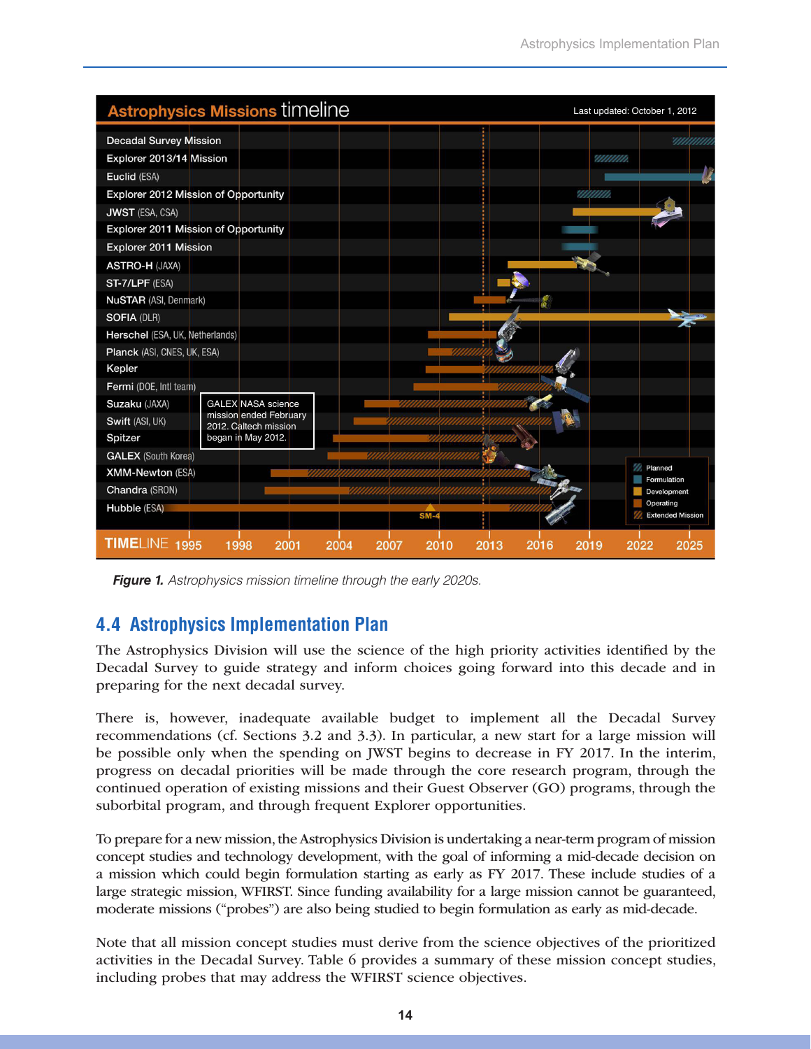*Figure 1. Astrophysics mission timeline through the early 2020s.*

## 4.4 Astrophysics Implementation Plan

The Astrophysics Division will use the science of the high priority activities identified by the Decadal Survey to guide strategy and inform choices going forward into this decade and in preparing for the next decadal survey.

There is, however, inadequate available budget to implement all the Decadal Survey recommendations (cf. Sections 3.2 and 3.3). In particular, a new start for a large mission will be possible only when the spending on JWST begins to decrease in FY 2017. In the interim, progress on decadal priorities will be made through the core research program, through the continued operation of existing missions and their Guest Observer (GO) programs, through the suborbital program, and through frequent Explorer opportunities.

To prepare for a new mission, the Astrophysics Division is undertaking a near-term program of mission concept studies and technology development, with the goal of informing a mid-decade decision on a mission which could begin formulation starting as early as FY 2017. These include studies of a large strategic mission, WFIRST. Since funding availability for a large mission cannot be guaranteed, moderate missions ("probes") are also being studied to begin formulation as early as mid-decade.

Note that all mission concept studies must derive from the science objectives of the prioritized activities in the Decadal Survey. Table 6 provides a summary of these mission concept studies, including probes that may address the WFIRST science objectives.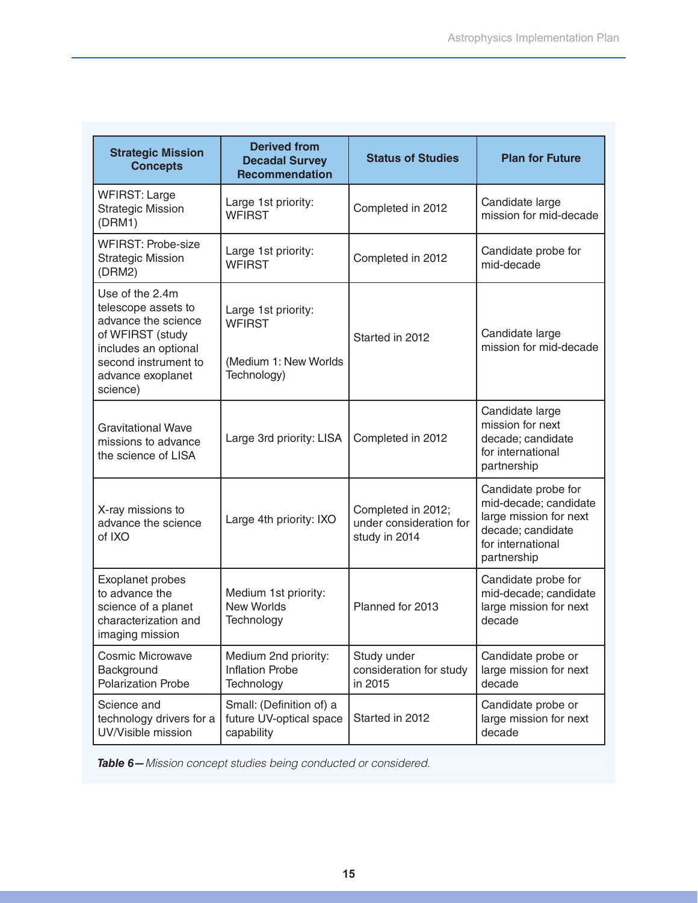| Strategic Mission Concepts | Derived from Decadal Survey Recommendation | Status of Studies | Plan for Future |
| --- | --- | --- | --- |
| WFIRST: Large Strategic Mission (DRM1) | Large 1st priority: WFIRST | Completed in 2012 | Candidate large mission for mid-decade |
| WFIRST: Probe-size Strategic Mission (DRM2) | Large 1st priority: WFIRST | Completed in 2012 | Candidate probe for mid-decade |
| Use of the 2.4m telescope assets to advance the science of WFIRST (study includes an optional second instrument to advance exoplanet science) | Large 1st priority: WFIRST<br><br>(Medium 1: New Worlds Technology) | Started in 2012 | Candidate large mission for mid-decade |
| Gravitational Wave missions to advance the science of LISA | Large 3rd priority: LISA | Completed in 2012 | Candidate large mission for next decade; candidate for international partnership |
| X-ray missions to advance the science of IXO | Large 4th priority: IXO | Completed in 2012; under consideration for study in 2014 | Candidate probe for mid-decade; candidate large mission for next decade; candidate for international partnership |
| Exoplanet probes to advance the science of a planet characterization and imaging mission | Medium 1st priority: New Worlds Technology | Planned for 2013 | Candidate probe for mid-decade; candidate large mission for next decade |
| Cosmic Microwave Background Polarization Probe | Medium 2nd priority: Inflation Probe Technology | Study under consideration for study in 2015 | Candidate probe or large mission for next decade |
| Science and technology drivers for a UV/Visible mission | Small: (Definition of) a future UV-optical space capability | Started in 2012 | Candidate probe or large mission for next decade |

***Table 6—** Mission concept studies being conducted or considered.*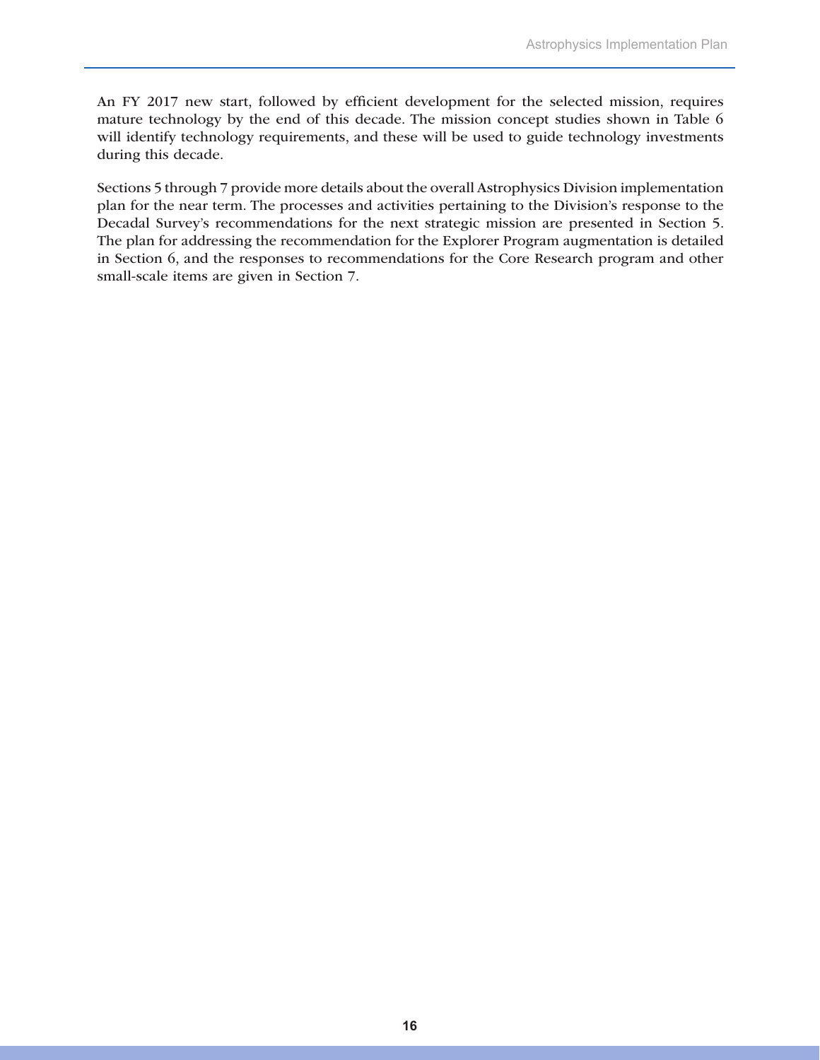An FY 2017 new start, followed by efficient development for the selected mission, requires mature technology by the end of this decade. The mission concept studies shown in Table 6 will identify technology requirements, and these will be used to guide technology investments during this decade.

Sections 5 through 7 provide more details about the overall Astrophysics Division implementation plan for the near term. The processes and activities pertaining to the Division's response to the Decadal Survey's recommendations for the next strategic mission are presented in Section 5. The plan for addressing the recommendation for the Explorer Program augmentation is detailed in Section 6, and the responses to recommendations for the Core Research program and other small-scale items are given in Section 7.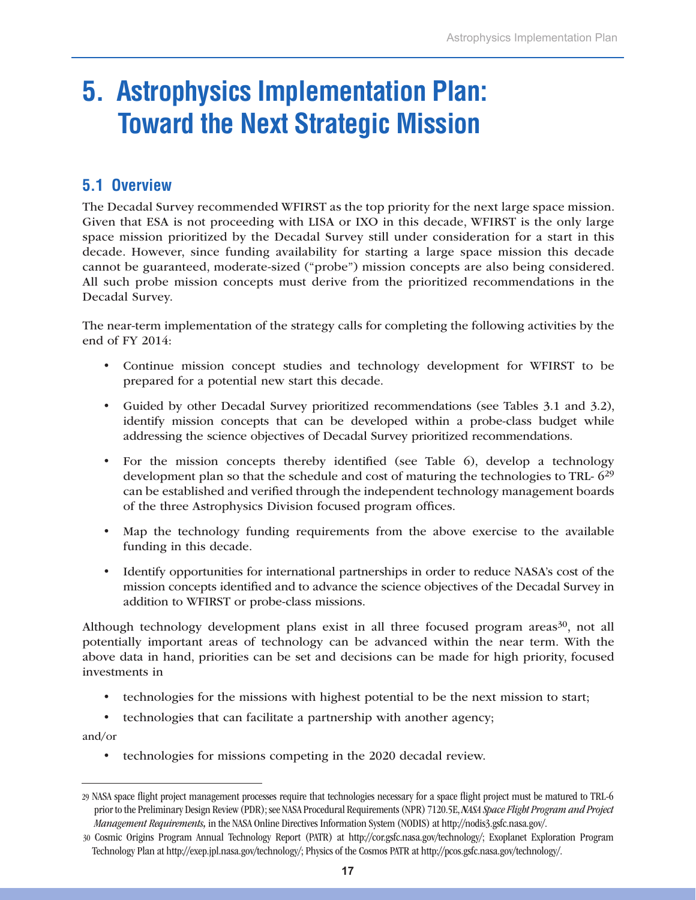# 5. Astrophysics Implementation Plan: Toward the Next Strategic Mission

## 5.1 Overview

The Decadal Survey recommended WFIRST as the top priority for the next large space mission. Given that ESA is not proceeding with LISA or IXO in this decade, WFIRST is the only large space mission prioritized by the Decadal Survey still under consideration for a start in this decade. However, since funding availability for starting a large space mission this decade cannot be guaranteed, moderate-sized ("probe") mission concepts are also being considered. All such probe mission concepts must derive from the prioritized recommendations in the Decadal Survey.

The near-term implementation of the strategy calls for completing the following activities by the end of FY 2014:

- Continue mission concept studies and technology development for WFIRST to be prepared for a potential new start this decade.
- Guided by other Decadal Survey prioritized recommendations (see Tables 3.1 and 3.2), identify mission concepts that can be developed within a probe-class budget while addressing the science objectives of Decadal Survey prioritized recommendations.
- For the mission concepts thereby identified (see Table 6), develop a technology development plan so that the schedule and cost of maturing the technologies to TRL- 6[29] can be established and verified through the independent technology management boards of the three Astrophysics Division focused program offices.
- Map the technology funding requirements from the above exercise to the available funding in this decade.
- Identify opportunities for international partnerships in order to reduce NASA's cost of the mission concepts identified and to advance the science objectives of the Decadal Survey in addition to WFIRST or probe-class missions.

Although technology development plans exist in all three focused program areas[30], not all potentially important areas of technology can be advanced within the near term. With the above data in hand, priorities can be set and decisions can be made for high priority, focused investments in

- technologies for the missions with highest potential to be the next mission to start;
- technologies that can facilitate a partnership with another agency;

and/or

- technologies for missions competing in the 2020 decadal review.

---

29 NASA space flight project management processes require that technologies necessary for a space flight project must be matured to TRL-6 prior to the Preliminary Design Review (PDR); see NASA Procedural Requirements (NPR) 7120.5E, *NASA Space Flight Program and Project Management Requirements,* in the NASA Online Directives Information System (NODIS) at http://nodis3.gsfc.nasa.gov/.

30 Cosmic Origins Program Annual Technology Report (PATR) at http://cor.gsfc.nasa.gov/technology/; Exoplanet Exploration Program Technology Plan at http://exep.jpl.nasa.gov/technology/; Physics of the Cosmos PATR at http://pcos.gsfc.nasa.gov/technology/.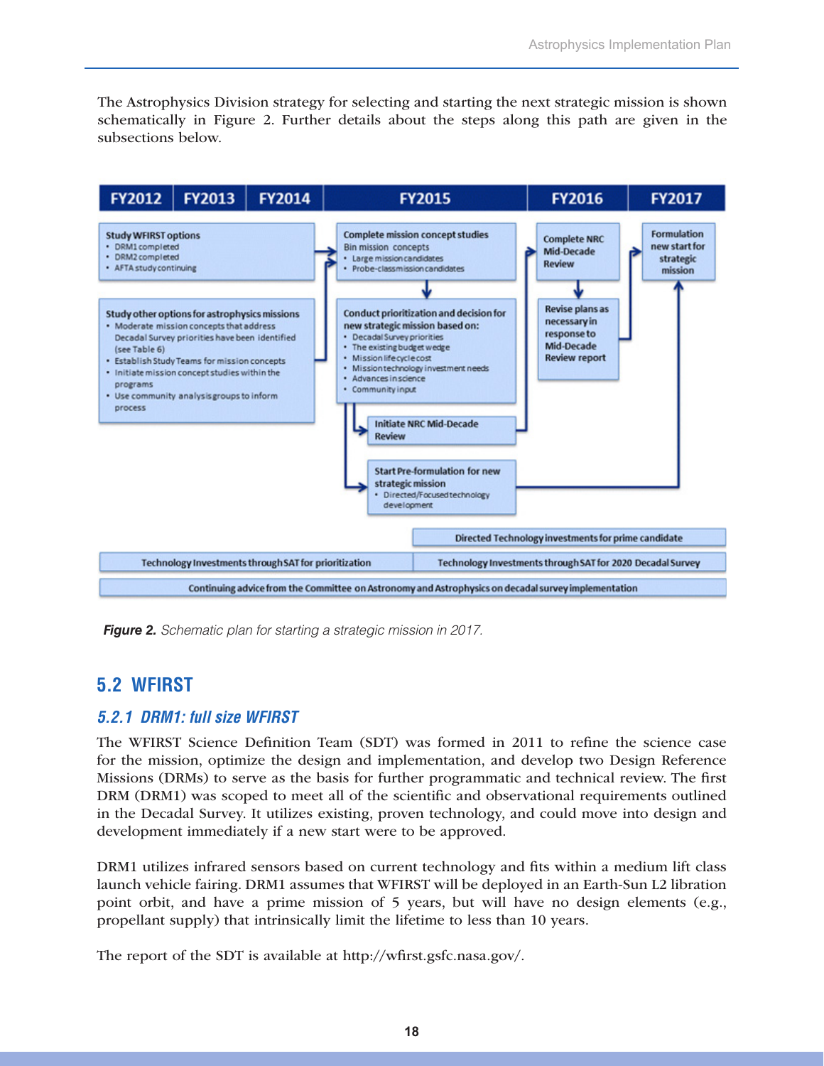The Astrophysics Division strategy for selecting and starting the next strategic mission is shown schematically in Figure 2. Further details about the steps along this path are given in the subsections below.

| FY2012 | FY2013 | FY2014 | FY2015 | FY2016 | FY2017 |
|---|---|---|---|---|---|
| **Study WFIRST options** • DRM1 completed • DRM2 completed • AFTA study continuing | | | **Complete mission concept studies** Bin mission concepts • Large mission candidates • Probe-class mission candidates | **Complete NRC Mid-Decade Review** | **Formulation new start for strategic mission** |
| **Study other options for astrophysics missions** • Moderate mission concepts that address Decadal Survey priorities have been identified (see Table 6) • Establish Study Teams for mission concepts • Initiate mission concept studies within the programs • Use community analysis groups to inform process | | | **Conduct prioritization and decision for new strategic mission based on:** • Decadal Survey priorities • The existing budget wedge • Mission lifecycle cost • Mission technology investment needs • Advances in science • Community input | **Revise plans as necessary in response to Mid-Decade Review report** | |
| | | | **Initiate NRC Mid-Decade Review** | | |
| | | | **Start Pre-formulation for new strategic mission** • Directed/Focused technology development | | |

Directed Technology investments for prime candidate

Technology Investments through SAT for prioritization | Technology Investments through SAT for 2020 Decadal Survey

Continuing advice from the Committee on Astronomy and Astrophysics on decadal survey implementation

***Figure 2.*** *Schematic plan for starting a strategic mission in 2017.*

## 5.2 WFIRST

### *5.2.1 DRM1: full size WFIRST*

The WFIRST Science Definition Team (SDT) was formed in 2011 to refine the science case for the mission, optimize the design and implementation, and develop two Design Reference Missions (DRMs) to serve as the basis for further programmatic and technical review. The first DRM (DRM1) was scoped to meet all of the scientific and observational requirements outlined in the Decadal Survey. It utilizes existing, proven technology, and could move into design and development immediately if a new start were to be approved.

DRM1 utilizes infrared sensors based on current technology and fits within a medium lift class launch vehicle fairing. DRM1 assumes that WFIRST will be deployed in an Earth-Sun L2 libration point orbit, and have a prime mission of 5 years, but will have no design elements (e.g., propellant supply) that intrinsically limit the lifetime to less than 10 years.

The report of the SDT is available at http://wfirst.gsfc.nasa.gov/.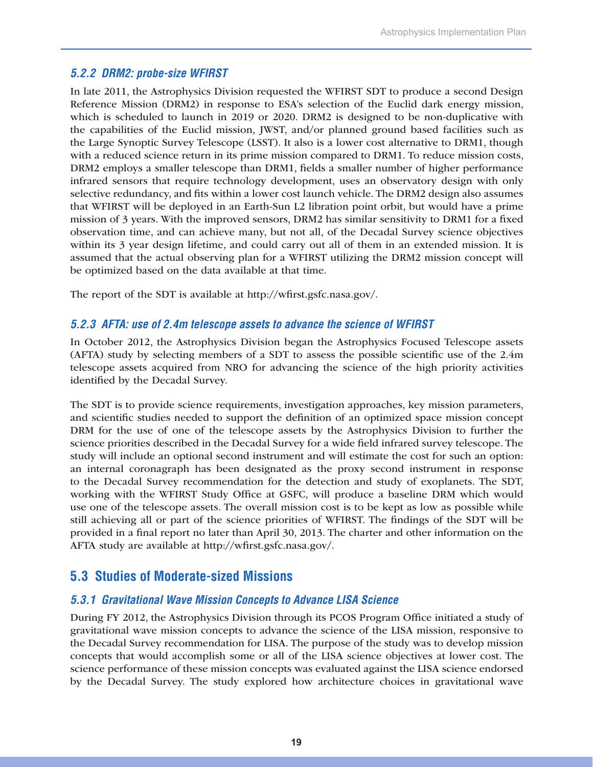### 5.2.2 DRM2: probe-size WFIRST

In late 2011, the Astrophysics Division requested the WFIRST SDT to produce a second Design Reference Mission (DRM2) in response to ESA's selection of the Euclid dark energy mission, which is scheduled to launch in 2019 or 2020. DRM2 is designed to be non-duplicative with the capabilities of the Euclid mission, JWST, and/or planned ground based facilities such as the Large Synoptic Survey Telescope (LSST). It also is a lower cost alternative to DRM1, though with a reduced science return in its prime mission compared to DRM1. To reduce mission costs, DRM2 employs a smaller telescope than DRM1, fields a smaller number of higher performance infrared sensors that require technology development, uses an observatory design with only selective redundancy, and fits within a lower cost launch vehicle. The DRM2 design also assumes that WFIRST will be deployed in an Earth-Sun L2 libration point orbit, but would have a prime mission of 3 years. With the improved sensors, DRM2 has similar sensitivity to DRM1 for a fixed observation time, and can achieve many, but not all, of the Decadal Survey science objectives within its 3 year design lifetime, and could carry out all of them in an extended mission. It is assumed that the actual observing plan for a WFIRST utilizing the DRM2 mission concept will be optimized based on the data available at that time.

The report of the SDT is available at http://wfirst.gsfc.nasa.gov/.

### 5.2.3 AFTA: use of 2.4m telescope assets to advance the science of WFIRST

In October 2012, the Astrophysics Division began the Astrophysics Focused Telescope assets (AFTA) study by selecting members of a SDT to assess the possible scientific use of the 2.4m telescope assets acquired from NRO for advancing the science of the high priority activities identified by the Decadal Survey.

The SDT is to provide science requirements, investigation approaches, key mission parameters, and scientific studies needed to support the definition of an optimized space mission concept DRM for the use of one of the telescope assets by the Astrophysics Division to further the science priorities described in the Decadal Survey for a wide field infrared survey telescope. The study will include an optional second instrument and will estimate the cost for such an option: an internal coronagraph has been designated as the proxy second instrument in response to the Decadal Survey recommendation for the detection and study of exoplanets. The SDT, working with the WFIRST Study Office at GSFC, will produce a baseline DRM which would use one of the telescope assets. The overall mission cost is to be kept as low as possible while still achieving all or part of the science priorities of WFIRST. The findings of the SDT will be provided in a final report no later than April 30, 2013. The charter and other information on the AFTA study are available at http://wfirst.gsfc.nasa.gov/.

## 5.3 Studies of Moderate-sized Missions

### 5.3.1 Gravitational Wave Mission Concepts to Advance LISA Science

During FY 2012, the Astrophysics Division through its PCOS Program Office initiated a study of gravitational wave mission concepts to advance the science of the LISA mission, responsive to the Decadal Survey recommendation for LISA. The purpose of the study was to develop mission concepts that would accomplish some or all of the LISA science objectives at lower cost. The science performance of these mission concepts was evaluated against the LISA science endorsed by the Decadal Survey. The study explored how architecture choices in gravitational wave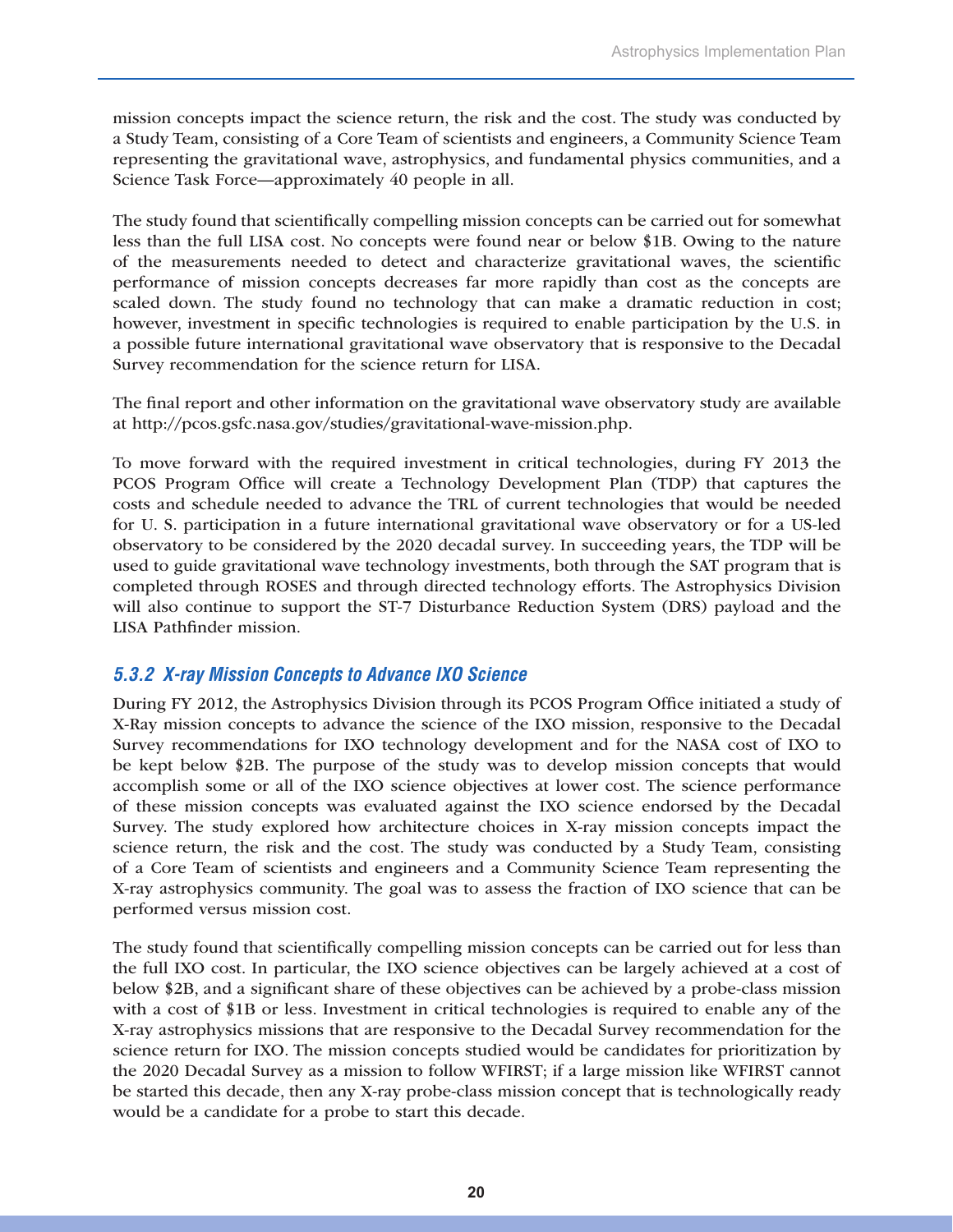mission concepts impact the science return, the risk and the cost. The study was conducted by a Study Team, consisting of a Core Team of scientists and engineers, a Community Science Team representing the gravitational wave, astrophysics, and fundamental physics communities, and a Science Task Force—approximately 40 people in all.

The study found that scientifically compelling mission concepts can be carried out for somewhat less than the full LISA cost. No concepts were found near or below $1B. Owing to the nature of the measurements needed to detect and characterize gravitational waves, the scientific performance of mission concepts decreases far more rapidly than cost as the concepts are scaled down. The study found no technology that can make a dramatic reduction in cost; however, investment in specific technologies is required to enable participation by the U.S. in a possible future international gravitational wave observatory that is responsive to the Decadal Survey recommendation for the science return for LISA.

The final report and other information on the gravitational wave observatory study are available at http://pcos.gsfc.nasa.gov/studies/gravitational-wave-mission.php.

To move forward with the required investment in critical technologies, during FY 2013 the PCOS Program Office will create a Technology Development Plan (TDP) that captures the costs and schedule needed to advance the TRL of current technologies that would be needed for U. S. participation in a future international gravitational wave observatory or for a US-led observatory to be considered by the 2020 decadal survey. In succeeding years, the TDP will be used to guide gravitational wave technology investments, both through the SAT program that is completed through ROSES and through directed technology efforts. The Astrophysics Division will also continue to support the ST-7 Disturbance Reduction System (DRS) payload and the LISA Pathfinder mission.

### *5.3.2 X-ray Mission Concepts to Advance IXO Science*

During FY 2012, the Astrophysics Division through its PCOS Program Office initiated a study of X-Ray mission concepts to advance the science of the IXO mission, responsive to the Decadal Survey recommendations for IXO technology development and for the NASA cost of IXO to be kept below $2B. The purpose of the study was to develop mission concepts that would accomplish some or all of the IXO science objectives at lower cost. The science performance of these mission concepts was evaluated against the IXO science endorsed by the Decadal Survey. The study explored how architecture choices in X-ray mission concepts impact the science return, the risk and the cost. The study was conducted by a Study Team, consisting of a Core Team of scientists and engineers and a Community Science Team representing the X-ray astrophysics community. The goal was to assess the fraction of IXO science that can be performed versus mission cost.

The study found that scientifically compelling mission concepts can be carried out for less than the full IXO cost. In particular, the IXO science objectives can be largely achieved at a cost of below $2B, and a significant share of these objectives can be achieved by a probe-class mission with a cost of $1B or less. Investment in critical technologies is required to enable any of the X-ray astrophysics missions that are responsive to the Decadal Survey recommendation for the science return for IXO. The mission concepts studied would be candidates for prioritization by the 2020 Decadal Survey as a mission to follow WFIRST; if a large mission like WFIRST cannot be started this decade, then any X-ray probe-class mission concept that is technologically ready would be a candidate for a probe to start this decade.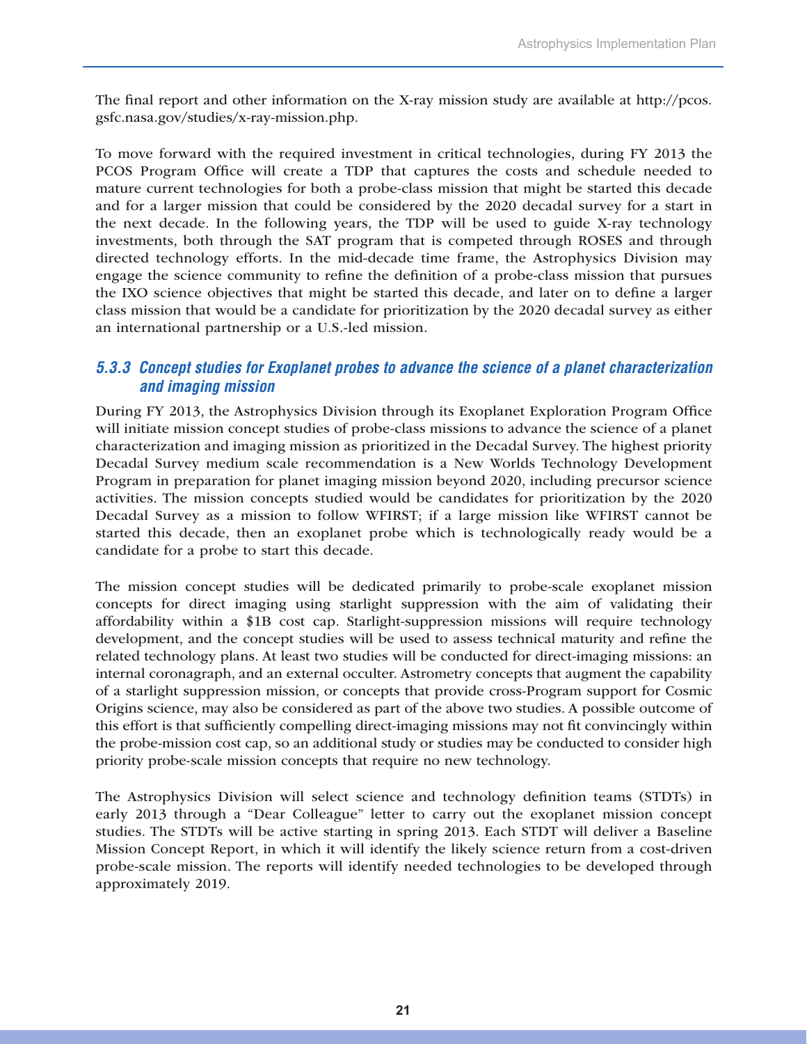The final report and other information on the X-ray mission study are available at http://pcos.gsfc.nasa.gov/studies/x-ray-mission.php.

To move forward with the required investment in critical technologies, during FY 2013 the PCOS Program Office will create a TDP that captures the costs and schedule needed to mature current technologies for both a probe-class mission that might be started this decade and for a larger mission that could be considered by the 2020 decadal survey for a start in the next decade. In the following years, the TDP will be used to guide X-ray technology investments, both through the SAT program that is competed through ROSES and through directed technology efforts. In the mid-decade time frame, the Astrophysics Division may engage the science community to refine the definition of a probe-class mission that pursues the IXO science objectives that might be started this decade, and later on to define a larger class mission that would be a candidate for prioritization by the 2020 decadal survey as either an international partnership or a U.S.-led mission.

### *5.3.3 Concept studies for Exoplanet probes to advance the science of a planet characterization and imaging mission*

During FY 2013, the Astrophysics Division through its Exoplanet Exploration Program Office will initiate mission concept studies of probe-class missions to advance the science of a planet characterization and imaging mission as prioritized in the Decadal Survey. The highest priority Decadal Survey medium scale recommendation is a New Worlds Technology Development Program in preparation for planet imaging mission beyond 2020, including precursor science activities. The mission concepts studied would be candidates for prioritization by the 2020 Decadal Survey as a mission to follow WFIRST; if a large mission like WFIRST cannot be started this decade, then an exoplanet probe which is technologically ready would be a candidate for a probe to start this decade.

The mission concept studies will be dedicated primarily to probe-scale exoplanet mission concepts for direct imaging using starlight suppression with the aim of validating their affordability within a $1B cost cap. Starlight-suppression missions will require technology development, and the concept studies will be used to assess technical maturity and refine the related technology plans. At least two studies will be conducted for direct-imaging missions: an internal coronagraph, and an external occulter. Astrometry concepts that augment the capability of a starlight suppression mission, or concepts that provide cross-Program support for Cosmic Origins science, may also be considered as part of the above two studies. A possible outcome of this effort is that sufficiently compelling direct-imaging missions may not fit convincingly within the probe-mission cost cap, so an additional study or studies may be conducted to consider high priority probe-scale mission concepts that require no new technology.

The Astrophysics Division will select science and technology definition teams (STDTs) in early 2013 through a "Dear Colleague" letter to carry out the exoplanet mission concept studies. The STDTs will be active starting in spring 2013. Each STDT will deliver a Baseline Mission Concept Report, in which it will identify the likely science return from a cost-driven probe-scale mission. The reports will identify needed technologies to be developed through approximately 2019.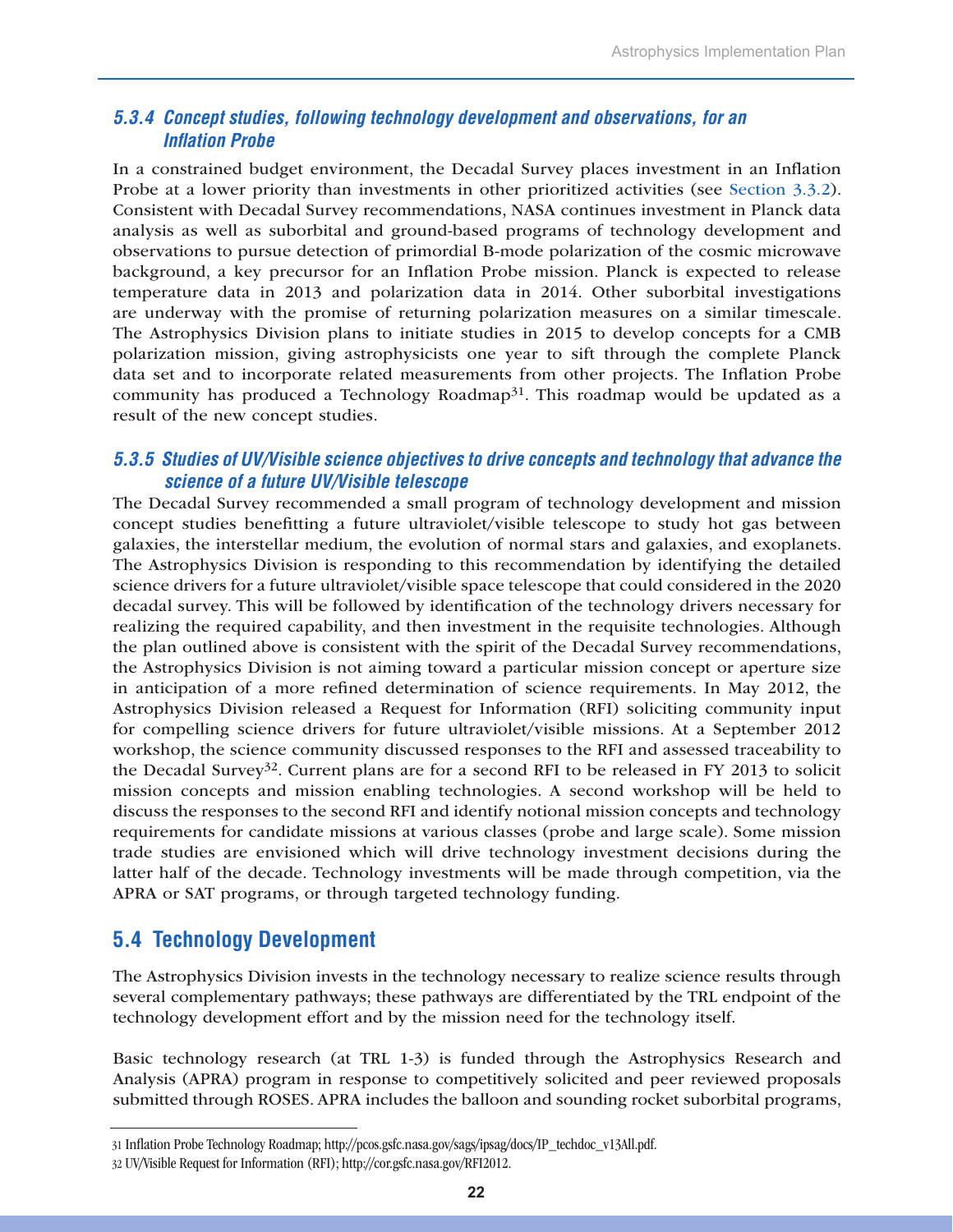### 5.3.4 Concept studies, following technology development and observations, for an Inflation Probe

In a constrained budget environment, the Decadal Survey places investment in an Inflation Probe at a lower priority than investments in other prioritized activities (see Section 3.3.2). Consistent with Decadal Survey recommendations, NASA continues investment in Planck data analysis as well as suborbital and ground-based programs of technology development and observations to pursue detection of primordial B-mode polarization of the cosmic microwave background, a key precursor for an Inflation Probe mission. Planck is expected to release temperature data in 2013 and polarization data in 2014. Other suborbital investigations are underway with the promise of returning polarization measures on a similar timescale. The Astrophysics Division plans to initiate studies in 2015 to develop concepts for a CMB polarization mission, giving astrophysicists one year to sift through the complete Planck data set and to incorporate related measurements from other projects. The Inflation Probe community has produced a Technology Roadmap[31]. This roadmap would be updated as a result of the new concept studies.

### 5.3.5 Studies of UV/Visible science objectives to drive concepts and technology that advance the science of a future UV/Visible telescope

The Decadal Survey recommended a small program of technology development and mission concept studies benefitting a future ultraviolet/visible telescope to study hot gas between galaxies, the interstellar medium, the evolution of normal stars and galaxies, and exoplanets. The Astrophysics Division is responding to this recommendation by identifying the detailed science drivers for a future ultraviolet/visible space telescope that could considered in the 2020 decadal survey. This will be followed by identification of the technology drivers necessary for realizing the required capability, and then investment in the requisite technologies. Although the plan outlined above is consistent with the spirit of the Decadal Survey recommendations, the Astrophysics Division is not aiming toward a particular mission concept or aperture size in anticipation of a more refined determination of science requirements. In May 2012, the Astrophysics Division released a Request for Information (RFI) soliciting community input for compelling science drivers for future ultraviolet/visible missions. At a September 2012 workshop, the science community discussed responses to the RFI and assessed traceability to the Decadal Survey[32]. Current plans are for a second RFI to be released in FY 2013 to solicit mission concepts and mission enabling technologies. A second workshop will be held to discuss the responses to the second RFI and identify notional mission concepts and technology requirements for candidate missions at various classes (probe and large scale). Some mission trade studies are envisioned which will drive technology investment decisions during the latter half of the decade. Technology investments will be made through competition, via the APRA or SAT programs, or through targeted technology funding.

## 5.4 Technology Development

The Astrophysics Division invests in the technology necessary to realize science results through several complementary pathways; these pathways are differentiated by the TRL endpoint of the technology development effort and by the mission need for the technology itself.

Basic technology research (at TRL 1-3) is funded through the Astrophysics Research and Analysis (APRA) program in response to competitively solicited and peer reviewed proposals submitted through ROSES. APRA includes the balloon and sounding rocket suborbital programs,

---

31 Inflation Probe Technology Roadmap; http://pcos.gsfc.nasa.gov/sags/ipsag/docs/IP_techdoc_v13All.pdf.

32 UV/Visible Request for Information (RFI); http://cor.gsfc.nasa.gov/RFI2012.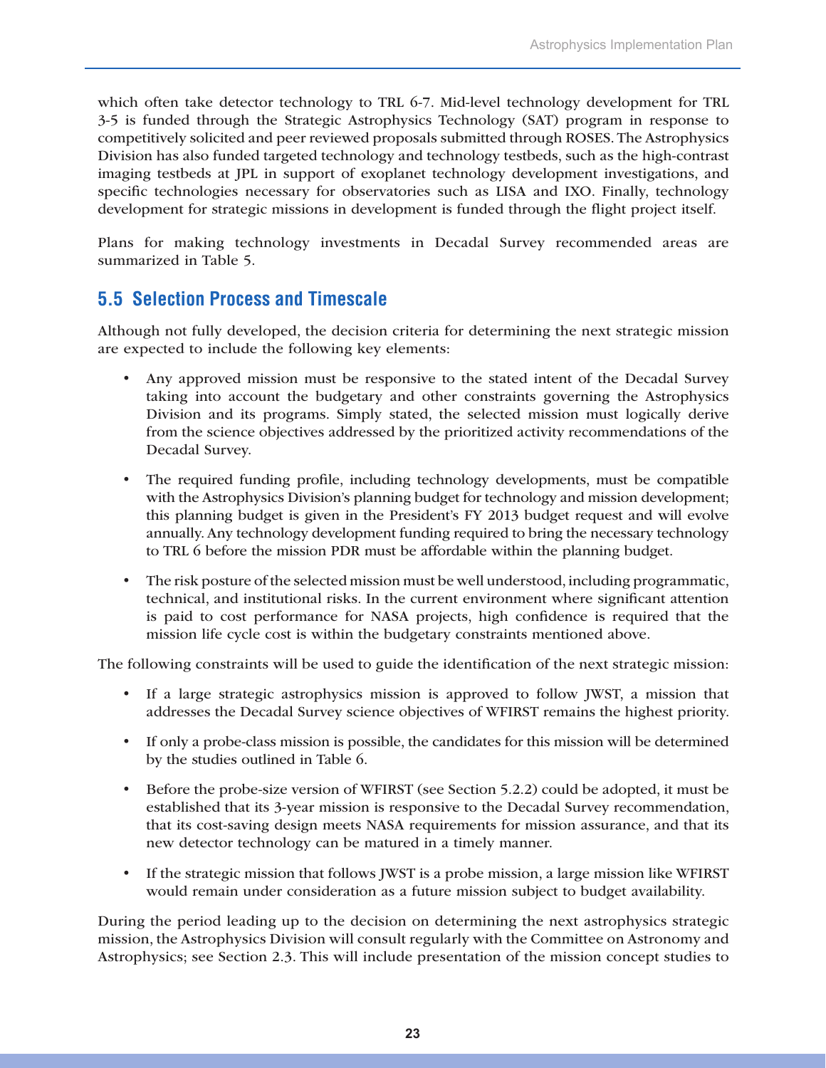which often take detector technology to TRL 6-7. Mid-level technology development for TRL 3-5 is funded through the Strategic Astrophysics Technology (SAT) program in response to competitively solicited and peer reviewed proposals submitted through ROSES. The Astrophysics Division has also funded targeted technology and technology testbeds, such as the high-contrast imaging testbeds at JPL in support of exoplanet technology development investigations, and specific technologies necessary for observatories such as LISA and IXO. Finally, technology development for strategic missions in development is funded through the flight project itself.

Plans for making technology investments in Decadal Survey recommended areas are summarized in Table 5.

## 5.5 Selection Process and Timescale

Although not fully developed, the decision criteria for determining the next strategic mission are expected to include the following key elements:

- Any approved mission must be responsive to the stated intent of the Decadal Survey taking into account the budgetary and other constraints governing the Astrophysics Division and its programs. Simply stated, the selected mission must logically derive from the science objectives addressed by the prioritized activity recommendations of the Decadal Survey.

- The required funding profile, including technology developments, must be compatible with the Astrophysics Division's planning budget for technology and mission development; this planning budget is given in the President's FY 2013 budget request and will evolve annually. Any technology development funding required to bring the necessary technology to TRL 6 before the mission PDR must be affordable within the planning budget.

- The risk posture of the selected mission must be well understood, including programmatic, technical, and institutional risks. In the current environment where significant attention is paid to cost performance for NASA projects, high confidence is required that the mission life cycle cost is within the budgetary constraints mentioned above.

The following constraints will be used to guide the identification of the next strategic mission:

- If a large strategic astrophysics mission is approved to follow JWST, a mission that addresses the Decadal Survey science objectives of WFIRST remains the highest priority.

- If only a probe-class mission is possible, the candidates for this mission will be determined by the studies outlined in Table 6.

- Before the probe-size version of WFIRST (see Section 5.2.2) could be adopted, it must be established that its 3-year mission is responsive to the Decadal Survey recommendation, that its cost-saving design meets NASA requirements for mission assurance, and that its new detector technology can be matured in a timely manner.

- If the strategic mission that follows JWST is a probe mission, a large mission like WFIRST would remain under consideration as a future mission subject to budget availability.

During the period leading up to the decision on determining the next astrophysics strategic mission, the Astrophysics Division will consult regularly with the Committee on Astronomy and Astrophysics; see Section 2.3. This will include presentation of the mission concept studies to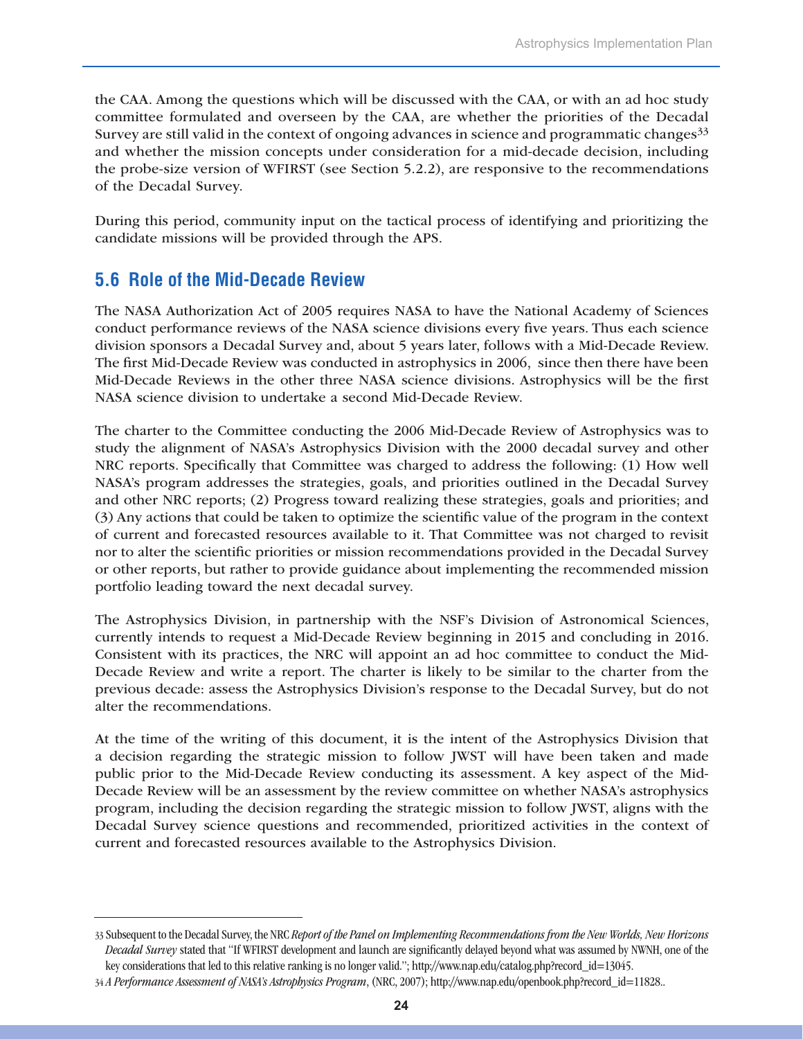the CAA. Among the questions which will be discussed with the CAA, or with an ad hoc study committee formulated and overseen by the CAA, are whether the priorities of the Decadal Survey are still valid in the context of ongoing advances in science and programmatic changes[33] and whether the mission concepts under consideration for a mid-decade decision, including the probe-size version of WFIRST (see Section 5.2.2), are responsive to the recommendations of the Decadal Survey.

During this period, community input on the tactical process of identifying and prioritizing the candidate missions will be provided through the APS.

## 5.6 Role of the Mid-Decade Review

The NASA Authorization Act of 2005 requires NASA to have the National Academy of Sciences conduct performance reviews of the NASA science divisions every five years. Thus each science division sponsors a Decadal Survey and, about 5 years later, follows with a Mid-Decade Review. The first Mid-Decade Review was conducted in astrophysics in 2006, since then there have been Mid-Decade Reviews in the other three NASA science divisions. Astrophysics will be the first NASA science division to undertake a second Mid-Decade Review.

The charter to the Committee conducting the 2006 Mid-Decade Review of Astrophysics was to study the alignment of NASA's Astrophysics Division with the 2000 decadal survey and other NRC reports. Specifically that Committee was charged to address the following: (1) How well NASA's program addresses the strategies, goals, and priorities outlined in the Decadal Survey and other NRC reports; (2) Progress toward realizing these strategies, goals and priorities; and (3) Any actions that could be taken to optimize the scientific value of the program in the context of current and forecasted resources available to it. That Committee was not charged to revisit nor to alter the scientific priorities or mission recommendations provided in the Decadal Survey or other reports, but rather to provide guidance about implementing the recommended mission portfolio leading toward the next decadal survey.

The Astrophysics Division, in partnership with the NSF's Division of Astronomical Sciences, currently intends to request a Mid-Decade Review beginning in 2015 and concluding in 2016. Consistent with its practices, the NRC will appoint an ad hoc committee to conduct the Mid-Decade Review and write a report. The charter is likely to be similar to the charter from the previous decade: assess the Astrophysics Division's response to the Decadal Survey, but do not alter the recommendations.

At the time of the writing of this document, it is the intent of the Astrophysics Division that a decision regarding the strategic mission to follow JWST will have been taken and made public prior to the Mid-Decade Review conducting its assessment. A key aspect of the Mid-Decade Review will be an assessment by the review committee on whether NASA's astrophysics program, including the decision regarding the strategic mission to follow JWST, aligns with the Decadal Survey science questions and recommended, prioritized activities in the context of current and forecasted resources available to the Astrophysics Division.

---

[33] Subsequent to the Decadal Survey, the NRC *Report of the Panel on Implementing Recommendations from the New Worlds, New Horizons Decadal Survey* stated that "If WFIRST development and launch are significantly delayed beyond what was assumed by NWNH, one of the key considerations that led to this relative ranking is no longer valid."; http://www.nap.edu/catalog.php?record_id=13045.

[34] *A Performance Assessment of NASA's Astrophysics Program*, (NRC, 2007); http://www.nap.edu/openbook.php?record_id=11828..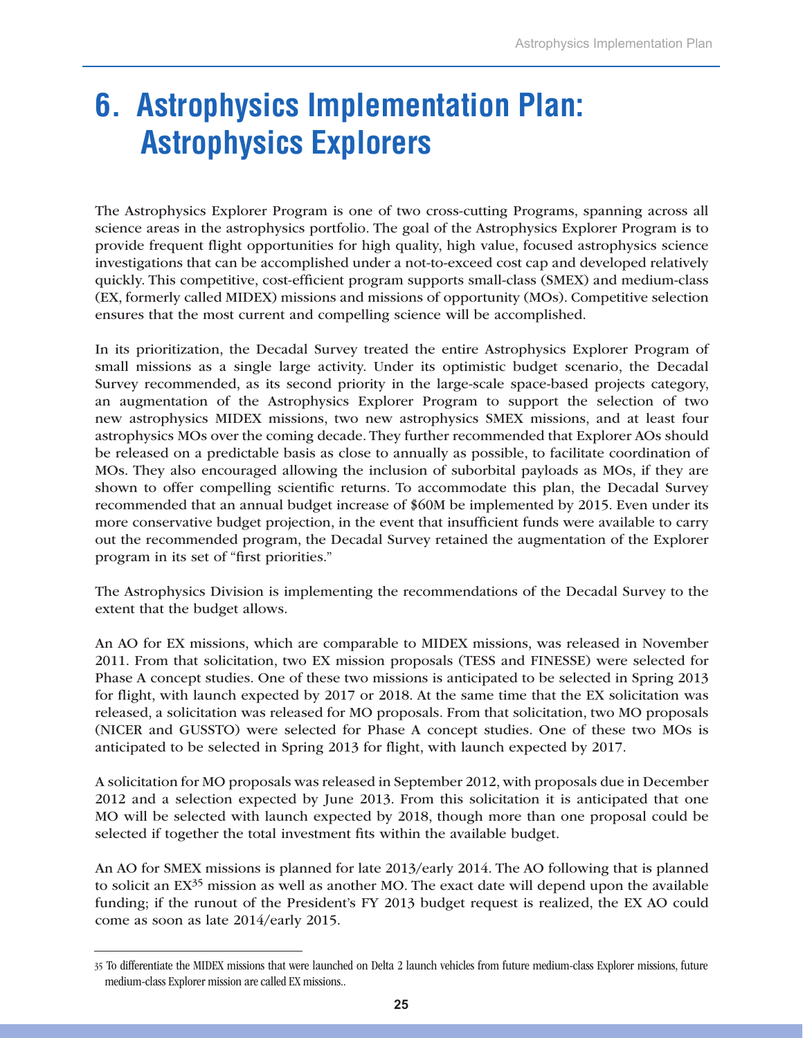# 6. Astrophysics Implementation Plan: Astrophysics Explorers

The Astrophysics Explorer Program is one of two cross-cutting Programs, spanning across all science areas in the astrophysics portfolio. The goal of the Astrophysics Explorer Program is to provide frequent flight opportunities for high quality, high value, focused astrophysics science investigations that can be accomplished under a not-to-exceed cost cap and developed relatively quickly. This competitive, cost-efficient program supports small-class (SMEX) and medium-class (EX, formerly called MIDEX) missions and missions of opportunity (MOs). Competitive selection ensures that the most current and compelling science will be accomplished.

In its prioritization, the Decadal Survey treated the entire Astrophysics Explorer Program of small missions as a single large activity. Under its optimistic budget scenario, the Decadal Survey recommended, as its second priority in the large-scale space-based projects category, an augmentation of the Astrophysics Explorer Program to support the selection of two new astrophysics MIDEX missions, two new astrophysics SMEX missions, and at least four astrophysics MOs over the coming decade. They further recommended that Explorer AOs should be released on a predictable basis as close to annually as possible, to facilitate coordination of MOs. They also encouraged allowing the inclusion of suborbital payloads as MOs, if they are shown to offer compelling scientific returns. To accommodate this plan, the Decadal Survey recommended that an annual budget increase of $60M be implemented by 2015. Even under its more conservative budget projection, in the event that insufficient funds were available to carry out the recommended program, the Decadal Survey retained the augmentation of the Explorer program in its set of "first priorities."

The Astrophysics Division is implementing the recommendations of the Decadal Survey to the extent that the budget allows.

An AO for EX missions, which are comparable to MIDEX missions, was released in November 2011. From that solicitation, two EX mission proposals (TESS and FINESSE) were selected for Phase A concept studies. One of these two missions is anticipated to be selected in Spring 2013 for flight, with launch expected by 2017 or 2018. At the same time that the EX solicitation was released, a solicitation was released for MO proposals. From that solicitation, two MO proposals (NICER and GUSSTO) were selected for Phase A concept studies. One of these two MOs is anticipated to be selected in Spring 2013 for flight, with launch expected by 2017.

A solicitation for MO proposals was released in September 2012, with proposals due in December 2012 and a selection expected by June 2013. From this solicitation it is anticipated that one MO will be selected with launch expected by 2018, though more than one proposal could be selected if together the total investment fits within the available budget.

An AO for SMEX missions is planned for late 2013/early 2014. The AO following that is planned to solicit an EX[35] mission as well as another MO. The exact date will depend upon the available funding; if the runout of the President's FY 2013 budget request is realized, the EX AO could come as soon as late 2014/early 2015.

---

[35] To differentiate the MIDEX missions that were launched on Delta 2 launch vehicles from future medium-class Explorer missions, future medium-class Explorer mission are called EX missions..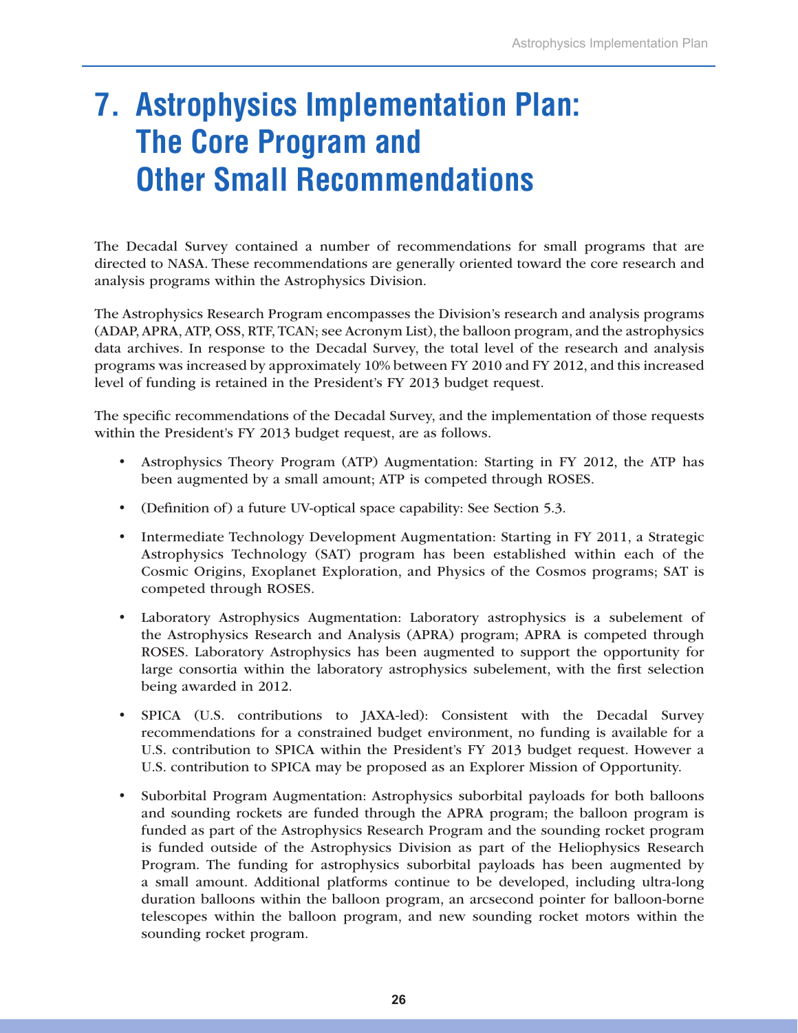# 7. Astrophysics Implementation Plan: The Core Program and Other Small Recommendations

The Decadal Survey contained a number of recommendations for small programs that are directed to NASA. These recommendations are generally oriented toward the core research and analysis programs within the Astrophysics Division.

The Astrophysics Research Program encompasses the Division's research and analysis programs (ADAP, APRA, ATP, OSS, RTF, TCAN; see Acronym List), the balloon program, and the astrophysics data archives. In response to the Decadal Survey, the total level of the research and analysis programs was increased by approximately 10% between FY 2010 and FY 2012, and this increased level of funding is retained in the President's FY 2013 budget request.

The specific recommendations of the Decadal Survey, and the implementation of those requests within the President's FY 2013 budget request, are as follows.

- Astrophysics Theory Program (ATP) Augmentation: Starting in FY 2012, the ATP has been augmented by a small amount; ATP is competed through ROSES.
- (Definition of) a future UV-optical space capability: See Section 5.3.
- Intermediate Technology Development Augmentation: Starting in FY 2011, a Strategic Astrophysics Technology (SAT) program has been established within each of the Cosmic Origins, Exoplanet Exploration, and Physics of the Cosmos programs; SAT is competed through ROSES.
- Laboratory Astrophysics Augmentation: Laboratory astrophysics is a subelement of the Astrophysics Research and Analysis (APRA) program; APRA is competed through ROSES. Laboratory Astrophysics has been augmented to support the opportunity for large consortia within the laboratory astrophysics subelement, with the first selection being awarded in 2012.
- SPICA (U.S. contributions to JAXA-led): Consistent with the Decadal Survey recommendations for a constrained budget environment, no funding is available for a U.S. contribution to SPICA within the President's FY 2013 budget request. However a U.S. contribution to SPICA may be proposed as an Explorer Mission of Opportunity.
- Suborbital Program Augmentation: Astrophysics suborbital payloads for both balloons and sounding rockets are funded through the APRA program; the balloon program is funded as part of the Astrophysics Research Program and the sounding rocket program is funded outside of the Astrophysics Division as part of the Heliophysics Research Program. The funding for astrophysics suborbital payloads has been augmented by a small amount. Additional platforms continue to be developed, including ultra-long duration balloons within the balloon program, an arcsecond pointer for balloon-borne telescopes within the balloon program, and new sounding rocket motors within the sounding rocket program.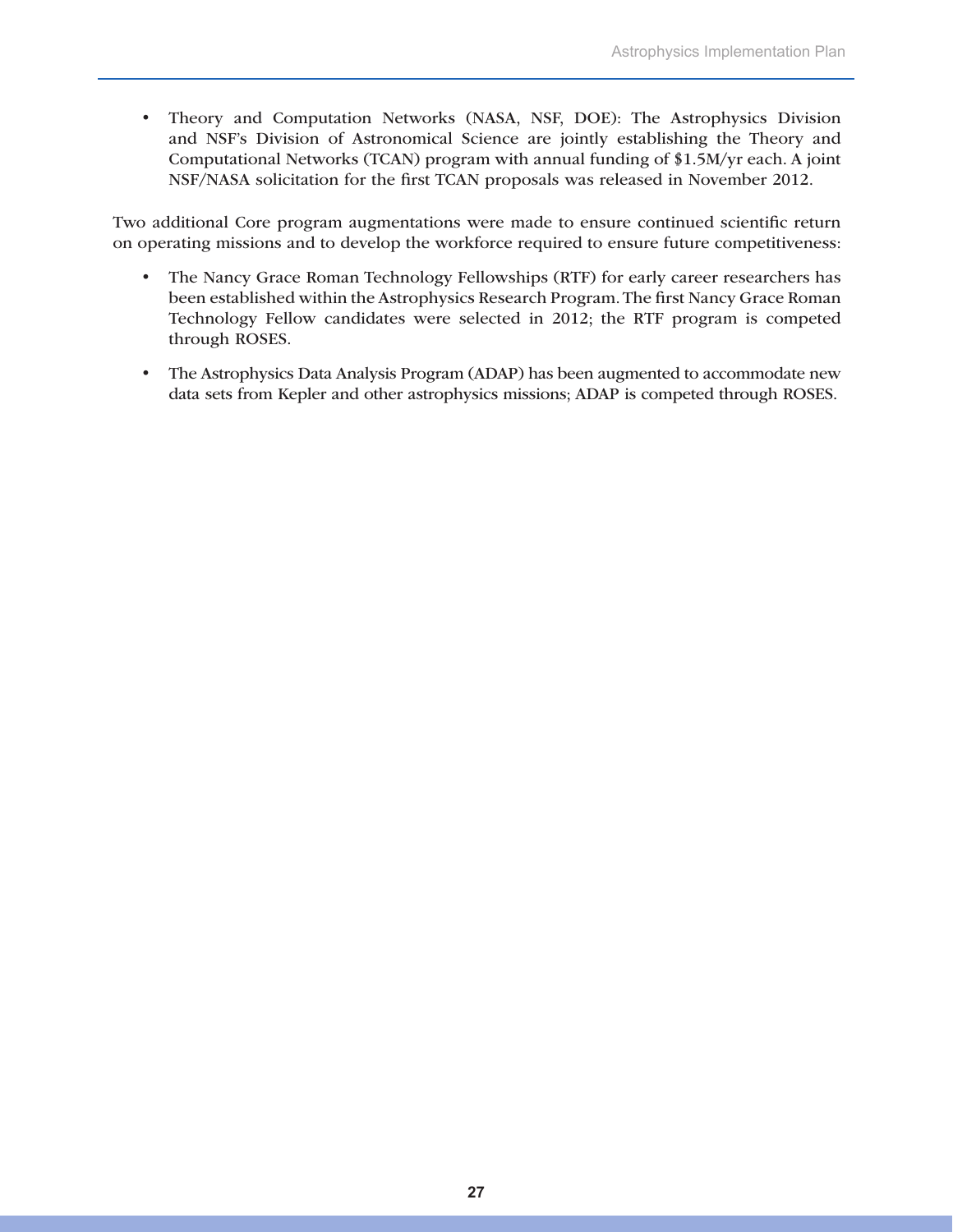- Theory and Computation Networks (NASA, NSF, DOE): The Astrophysics Division and NSF's Division of Astronomical Science are jointly establishing the Theory and Computational Networks (TCAN) program with annual funding of $1.5M/yr each. A joint NSF/NASA solicitation for the first TCAN proposals was released in November 2012.

Two additional Core program augmentations were made to ensure continued scientific return on operating missions and to develop the workforce required to ensure future competitiveness:

- The Nancy Grace Roman Technology Fellowships (RTF) for early career researchers has been established within the Astrophysics Research Program. The first Nancy Grace Roman Technology Fellow candidates were selected in 2012; the RTF program is competed through ROSES.

- The Astrophysics Data Analysis Program (ADAP) has been augmented to accommodate new data sets from Kepler and other astrophysics missions; ADAP is competed through ROSES.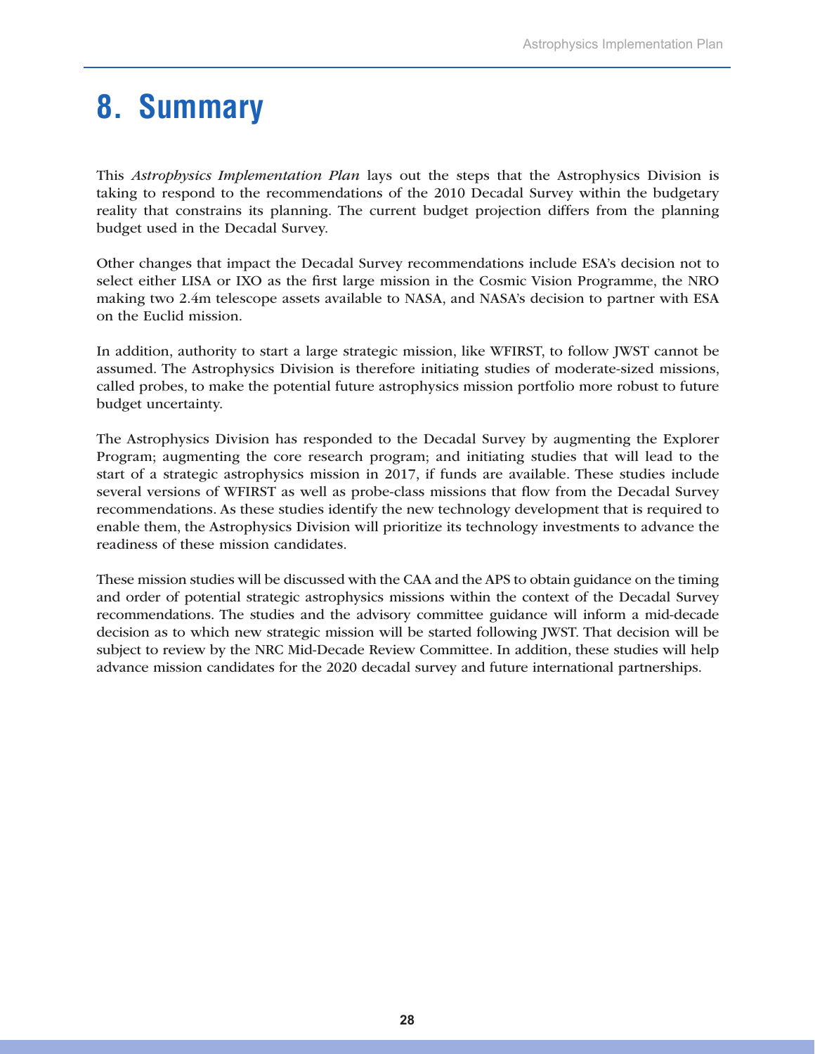# 8. Summary

This *Astrophysics Implementation Plan* lays out the steps that the Astrophysics Division is taking to respond to the recommendations of the 2010 Decadal Survey within the budgetary reality that constrains its planning. The current budget projection differs from the planning budget used in the Decadal Survey.

Other changes that impact the Decadal Survey recommendations include ESA's decision not to select either LISA or IXO as the first large mission in the Cosmic Vision Programme, the NRO making two 2.4m telescope assets available to NASA, and NASA's decision to partner with ESA on the Euclid mission.

In addition, authority to start a large strategic mission, like WFIRST, to follow JWST cannot be assumed. The Astrophysics Division is therefore initiating studies of moderate-sized missions, called probes, to make the potential future astrophysics mission portfolio more robust to future budget uncertainty.

The Astrophysics Division has responded to the Decadal Survey by augmenting the Explorer Program; augmenting the core research program; and initiating studies that will lead to the start of a strategic astrophysics mission in 2017, if funds are available. These studies include several versions of WFIRST as well as probe-class missions that flow from the Decadal Survey recommendations. As these studies identify the new technology development that is required to enable them, the Astrophysics Division will prioritize its technology investments to advance the readiness of these mission candidates.

These mission studies will be discussed with the CAA and the APS to obtain guidance on the timing and order of potential strategic astrophysics missions within the context of the Decadal Survey recommendations. The studies and the advisory committee guidance will inform a mid-decade decision as to which new strategic mission will be started following JWST. That decision will be subject to review by the NRC Mid-Decade Review Committee. In addition, these studies will help advance mission candidates for the 2020 decadal survey and future international partnerships.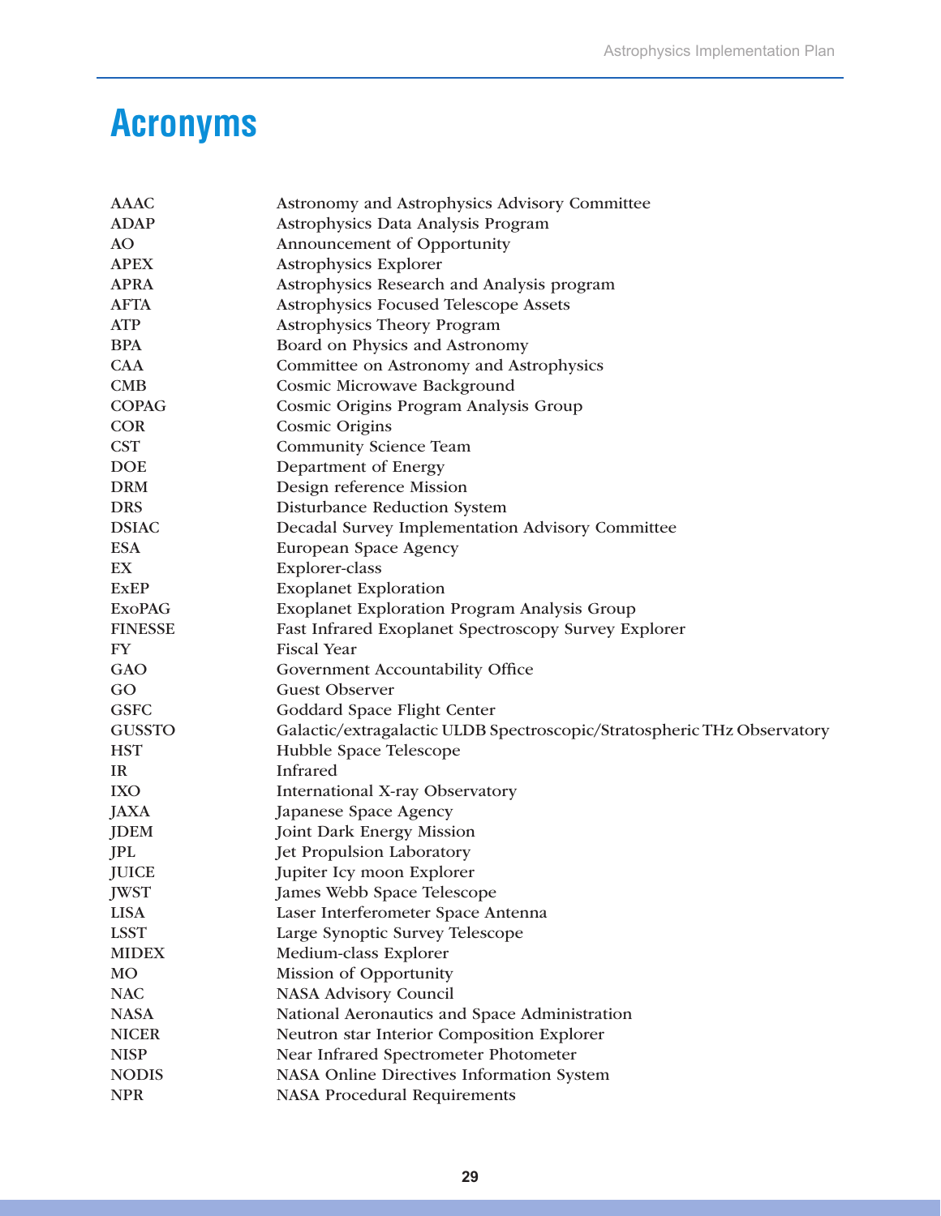# Acronyms

| | |
|---|---|
| AAAC | Astronomy and Astrophysics Advisory Committee |
| ADAP | Astrophysics Data Analysis Program |
| AO | Announcement of Opportunity |
| APEX | Astrophysics Explorer |
| APRA | Astrophysics Research and Analysis program |
| AFTA | Astrophysics Focused Telescope Assets |
| ATP | Astrophysics Theory Program |
| BPA | Board on Physics and Astronomy |
| CAA | Committee on Astronomy and Astrophysics |
| CMB | Cosmic Microwave Background |
| COPAG | Cosmic Origins Program Analysis Group |
| COR | Cosmic Origins |
| CST | Community Science Team |
| DOE | Department of Energy |
| DRM | Design reference Mission |
| DRS | Disturbance Reduction System |
| DSIAC | Decadal Survey Implementation Advisory Committee |
| ESA | European Space Agency |
| EX | Explorer-class |
| ExEP | Exoplanet Exploration |
| ExoPAG | Exoplanet Exploration Program Analysis Group |
| FINESSE | Fast Infrared Exoplanet Spectroscopy Survey Explorer |
| FY | Fiscal Year |
| GAO | Government Accountability Office |
| GO | Guest Observer |
| GSFC | Goddard Space Flight Center |
| GUSSTO | Galactic/extragalactic ULDB Spectroscopic/Stratospheric THz Observatory |
| HST | Hubble Space Telescope |
| IR | Infrared |
| IXO | International X-ray Observatory |
| JAXA | Japanese Space Agency |
| JDEM | Joint Dark Energy Mission |
| JPL | Jet Propulsion Laboratory |
| JUICE | Jupiter Icy moon Explorer |
| JWST | James Webb Space Telescope |
| LISA | Laser Interferometer Space Antenna |
| LSST | Large Synoptic Survey Telescope |
| MIDEX | Medium-class Explorer |
| MO | Mission of Opportunity |
| NAC | NASA Advisory Council |
| NASA | National Aeronautics and Space Administration |
| NICER | Neutron star Interior Composition Explorer |
| NISP | Near Infrared Spectrometer Photometer |
| NODIS | NASA Online Directives Information System |
| NPR | NASA Procedural Requirements |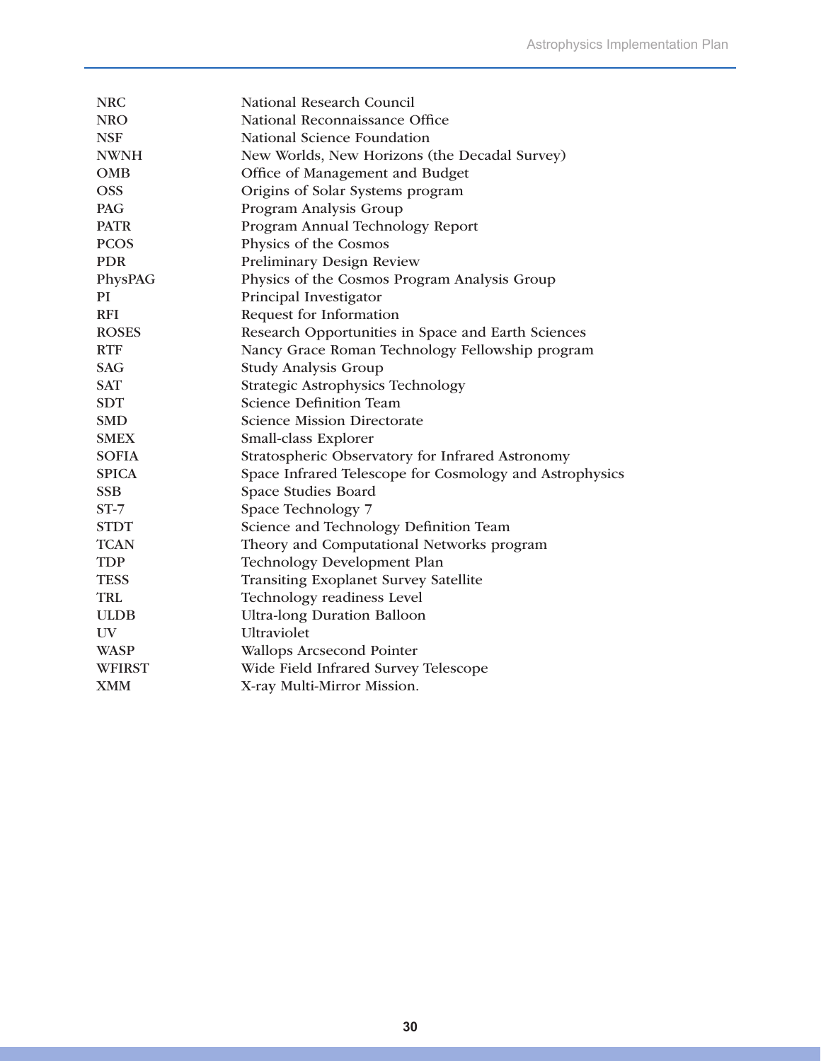| | |
|---|---|
| NRC | National Research Council |
| NRO | National Reconnaissance Office |
| NSF | National Science Foundation |
| NWNH | New Worlds, New Horizons (the Decadal Survey) |
| OMB | Office of Management and Budget |
| OSS | Origins of Solar Systems program |
| PAG | Program Analysis Group |
| PATR | Program Annual Technology Report |
| PCOS | Physics of the Cosmos |
| PDR | Preliminary Design Review |
| PhysPAG | Physics of the Cosmos Program Analysis Group |
| PI | Principal Investigator |
| RFI | Request for Information |
| ROSES | Research Opportunities in Space and Earth Sciences |
| RTF | Nancy Grace Roman Technology Fellowship program |
| SAG | Study Analysis Group |
| SAT | Strategic Astrophysics Technology |
| SDT | Science Definition Team |
| SMD | Science Mission Directorate |
| SMEX | Small-class Explorer |
| SOFIA | Stratospheric Observatory for Infrared Astronomy |
| SPICA | Space Infrared Telescope for Cosmology and Astrophysics |
| SSB | Space Studies Board |
| ST-7 | Space Technology 7 |
| STDT | Science and Technology Definition Team |
| TCAN | Theory and Computational Networks program |
| TDP | Technology Development Plan |
| TESS | Transiting Exoplanet Survey Satellite |
| TRL | Technology readiness Level |
| ULDB | Ultra-long Duration Balloon |
| UV | Ultraviolet |
| WASP | Wallops Arcsecond Pointer |
| WFIRST | Wide Field Infrared Survey Telescope |
| XMM | X-ray Multi-Mirror Mission. |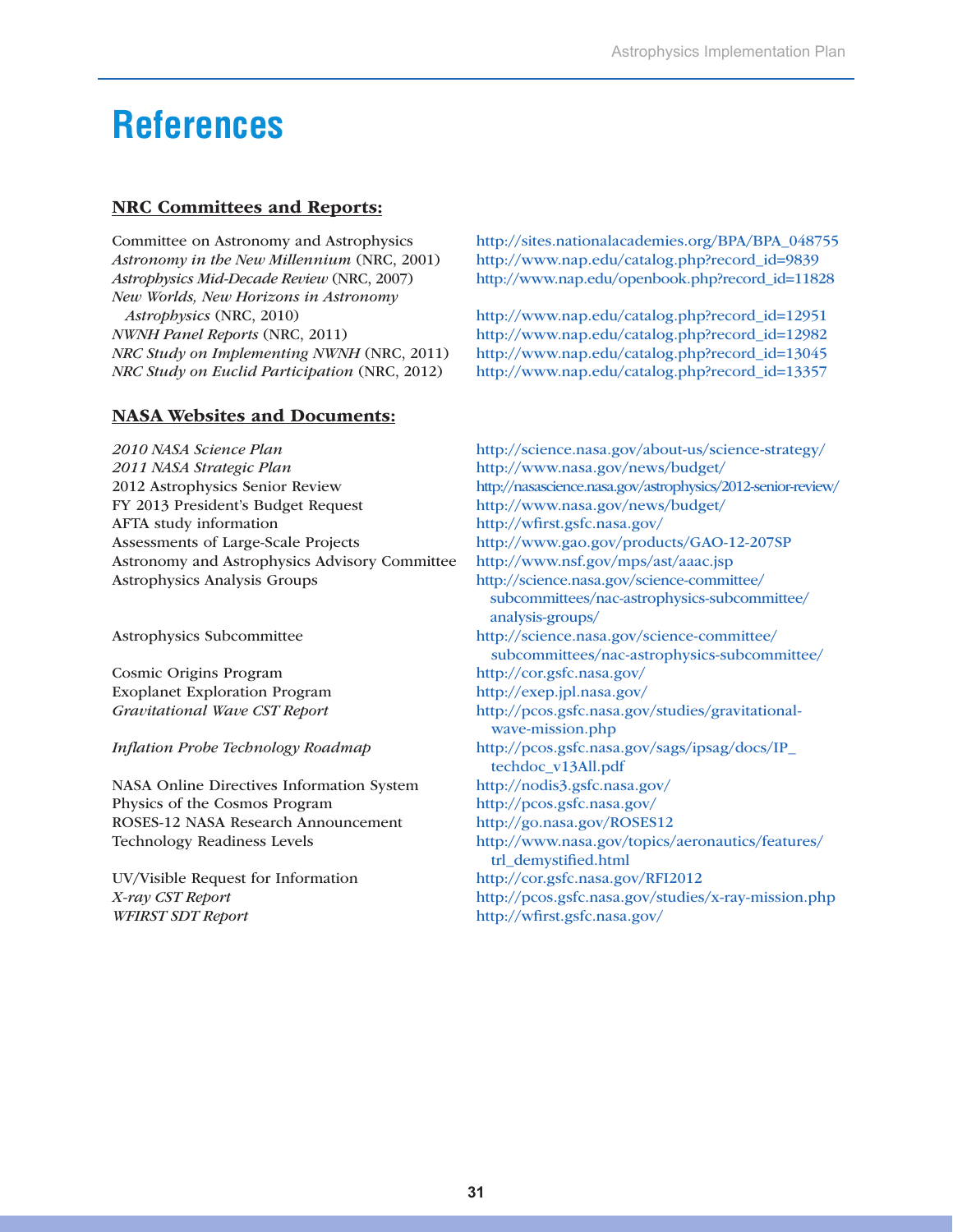# References

## NRC Committees and Reports:

| | |
|---|---|
| Committee on Astronomy and Astrophysics | http://sites.nationalacademies.org/BPA/BPA_048755 |
| *Astronomy in the New Millennium* (NRC, 2001) | http://www.nap.edu/catalog.php?record_id=9839 |
| *Astrophysics Mid-Decade Review* (NRC, 2007) | http://www.nap.edu/openbook.php?record_id=11828 |
| *New Worlds, New Horizons in Astronomy Astrophysics* (NRC, 2010) | http://www.nap.edu/catalog.php?record_id=12951 |
| *NWNH Panel Reports* (NRC, 2011) | http://www.nap.edu/catalog.php?record_id=12982 |
| *NRC Study on Implementing NWNH* (NRC, 2011) | http://www.nap.edu/catalog.php?record_id=13045 |
| *NRC Study on Euclid Participation* (NRC, 2012) | http://www.nap.edu/catalog.php?record_id=13357 |

## NASA Websites and Documents:

| | |
|---|---|
| *2010 NASA Science Plan* | http://science.nasa.gov/about-us/science-strategy/ |
| *2011 NASA Strategic Plan* | http://www.nasa.gov/news/budget/ |
| 2012 Astrophysics Senior Review | http://nasascience.nasa.gov/astrophysics/2012-senior-review/ |
| FY 2013 President's Budget Request | http://www.nasa.gov/news/budget/ |
| AFTA study information | http://wfirst.gsfc.nasa.gov/ |
| Assessments of Large-Scale Projects | http://www.gao.gov/products/GAO-12-207SP |
| Astronomy and Astrophysics Advisory Committee | http://www.nsf.gov/mps/ast/aaac.jsp |
| Astrophysics Analysis Groups | http://science.nasa.gov/science-committee/subcommittees/nac-astrophysics-subcommittee/analysis-groups/ |
| Astrophysics Subcommittee | http://science.nasa.gov/science-committee/subcommittees/nac-astrophysics-subcommittee/ |
| Cosmic Origins Program | http://cor.gsfc.nasa.gov/ |
| Exoplanet Exploration Program | http://exep.jpl.nasa.gov/ |
| *Gravitational Wave CST Report* | http://pcos.gsfc.nasa.gov/studies/gravitational-wave-mission.php |
| *Inflation Probe Technology Roadmap* | http://pcos.gsfc.nasa.gov/sags/ipsag/docs/IP_techdoc_v13All.pdf |
| NASA Online Directives Information System | http://nodis3.gsfc.nasa.gov/ |
| Physics of the Cosmos Program | http://pcos.gsfc.nasa.gov/ |
| ROSES-12 NASA Research Announcement | http://go.nasa.gov/ROSES12 |
| Technology Readiness Levels | http://www.nasa.gov/topics/aeronautics/features/trl_demystified.html |
| UV/Visible Request for Information | http://cor.gsfc.nasa.gov/RFI2012 |
| *X-ray CST Report* | http://pcos.gsfc.nasa.gov/studies/x-ray-mission.php |
| *WFIRST SDT Report* | http://wfirst.gsfc.nasa.gov/ |